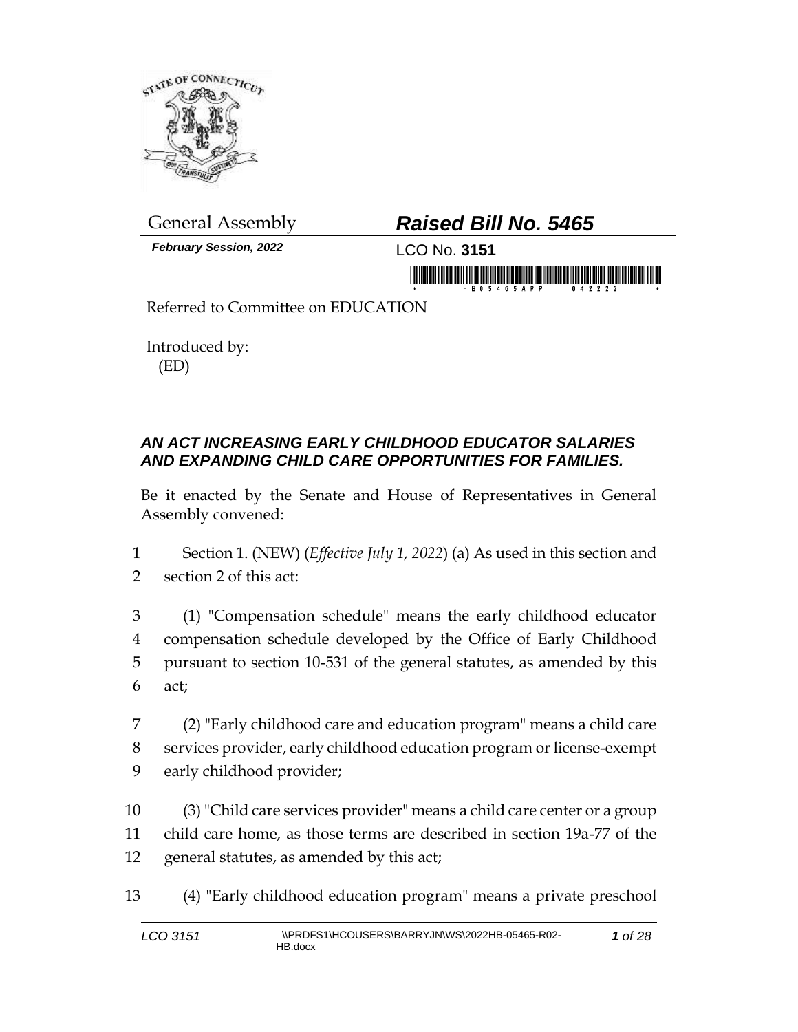General Assembly

***Raised Bill No. 5465***

***February Session, 2022***

LCO No. **3151**

Referred to Committee on EDUCATION

Introduced by:
(ED)

## *AN ACT INCREASING EARLY CHILDHOOD EDUCATOR SALARIES AND EXPANDING CHILD CARE OPPORTUNITIES FOR FAMILIES.*

Be it enacted by the Senate and House of Representatives in General Assembly convened:

1 Section 1. (NEW) (*Effective July 1, 2022*) (a) As used in this section and
2 section 2 of this act:

3 (1) "Compensation schedule" means the early childhood educator
4 compensation schedule developed by the Office of Early Childhood
5 pursuant to section 10-531 of the general statutes, as amended by this
6 act;

7 (2) "Early childhood care and education program" means a child care
8 services provider, early childhood education program or license-exempt
9 early childhood provider;

10 (3) "Child care services provider" means a child care center or a group
11 child care home, as those terms are described in section 19a-77 of the
12 general statutes, as amended by this act;

13 (4) "Early childhood education program" means a private preschool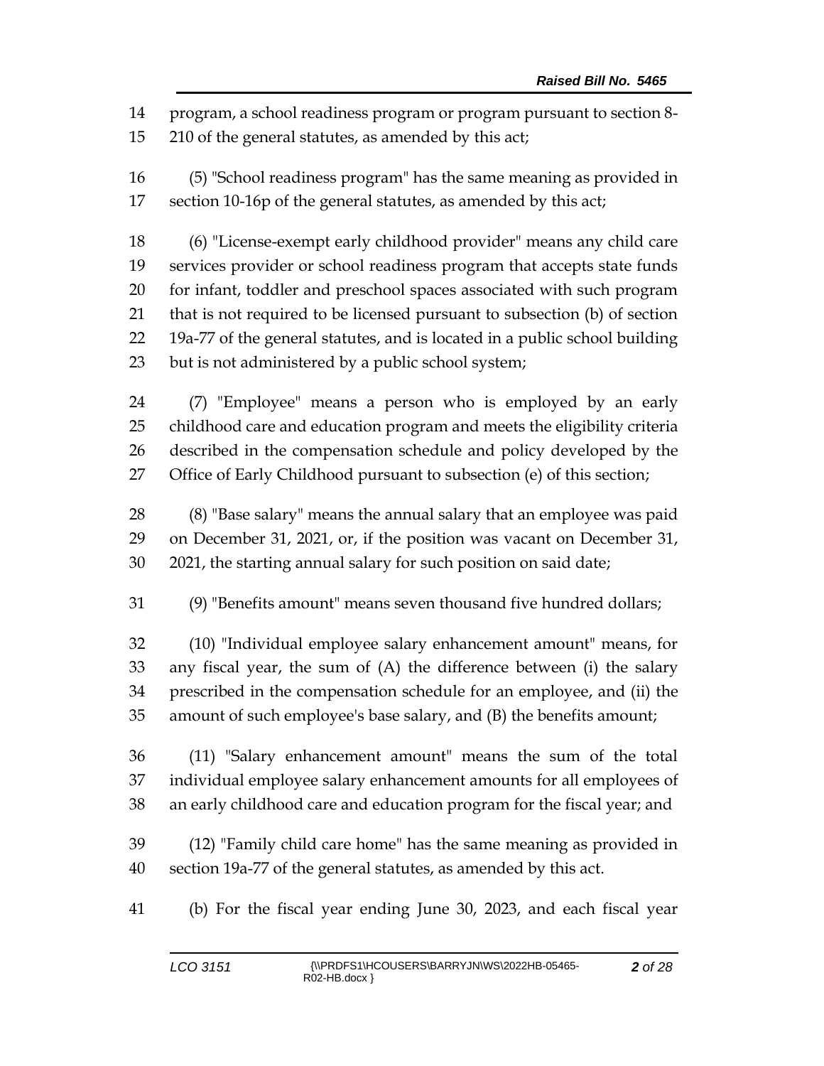program, a school readiness program or program pursuant to section 8-210 of the general statutes, as amended by this act;

(5) "School readiness program" has the same meaning as provided in section 10-16p of the general statutes, as amended by this act;

(6) "License-exempt early childhood provider" means any child care services provider or school readiness program that accepts state funds for infant, toddler and preschool spaces associated with such program that is not required to be licensed pursuant to subsection (b) of section 19a-77 of the general statutes, and is located in a public school building but is not administered by a public school system;

(7) "Employee" means a person who is employed by an early childhood care and education program and meets the eligibility criteria described in the compensation schedule and policy developed by the Office of Early Childhood pursuant to subsection (e) of this section;

(8) "Base salary" means the annual salary that an employee was paid on December 31, 2021, or, if the position was vacant on December 31, 2021, the starting annual salary for such position on said date;

(9) "Benefits amount" means seven thousand five hundred dollars;

(10) "Individual employee salary enhancement amount" means, for any fiscal year, the sum of (A) the difference between (i) the salary prescribed in the compensation schedule for an employee, and (ii) the amount of such employee's base salary, and (B) the benefits amount;

(11) "Salary enhancement amount" means the sum of the total individual employee salary enhancement amounts for all employees of an early childhood care and education program for the fiscal year; and

(12) "Family child care home" has the same meaning as provided in section 19a-77 of the general statutes, as amended by this act.

(b) For the fiscal year ending June 30, 2023, and each fiscal year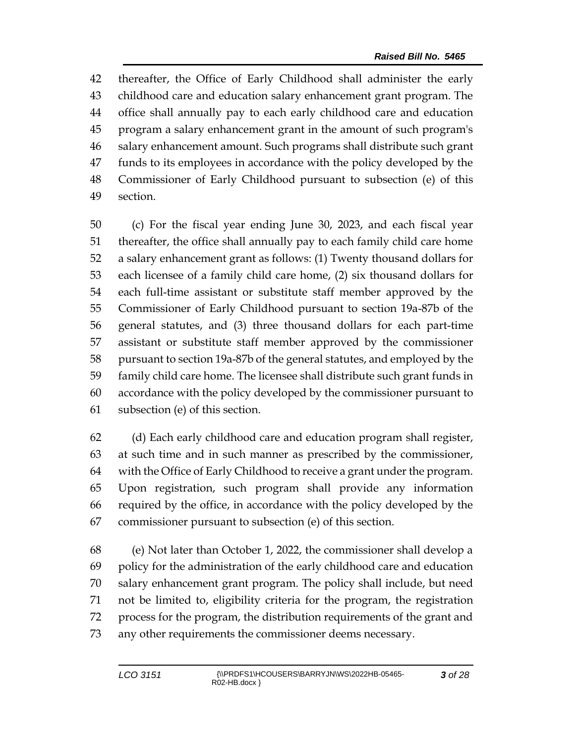thereafter, the Office of Early Childhood shall administer the early childhood care and education salary enhancement grant program. The office shall annually pay to each early childhood care and education program a salary enhancement grant in the amount of such program's salary enhancement amount. Such programs shall distribute such grant funds to its employees in accordance with the policy developed by the Commissioner of Early Childhood pursuant to subsection (e) of this section.

(c) For the fiscal year ending June 30, 2023, and each fiscal year thereafter, the office shall annually pay to each family child care home a salary enhancement grant as follows: (1) Twenty thousand dollars for each licensee of a family child care home, (2) six thousand dollars for each full-time assistant or substitute staff member approved by the Commissioner of Early Childhood pursuant to section 19a-87b of the general statutes, and (3) three thousand dollars for each part-time assistant or substitute staff member approved by the commissioner pursuant to section 19a-87b of the general statutes, and employed by the family child care home. The licensee shall distribute such grant funds in accordance with the policy developed by the commissioner pursuant to subsection (e) of this section.

(d) Each early childhood care and education program shall register, at such time and in such manner as prescribed by the commissioner, with the Office of Early Childhood to receive a grant under the program. Upon registration, such program shall provide any information required by the office, in accordance with the policy developed by the commissioner pursuant to subsection (e) of this section.

(e) Not later than October 1, 2022, the commissioner shall develop a policy for the administration of the early childhood care and education salary enhancement grant program. The policy shall include, but need not be limited to, eligibility criteria for the program, the registration process for the program, the distribution requirements of the grant and any other requirements the commissioner deems necessary.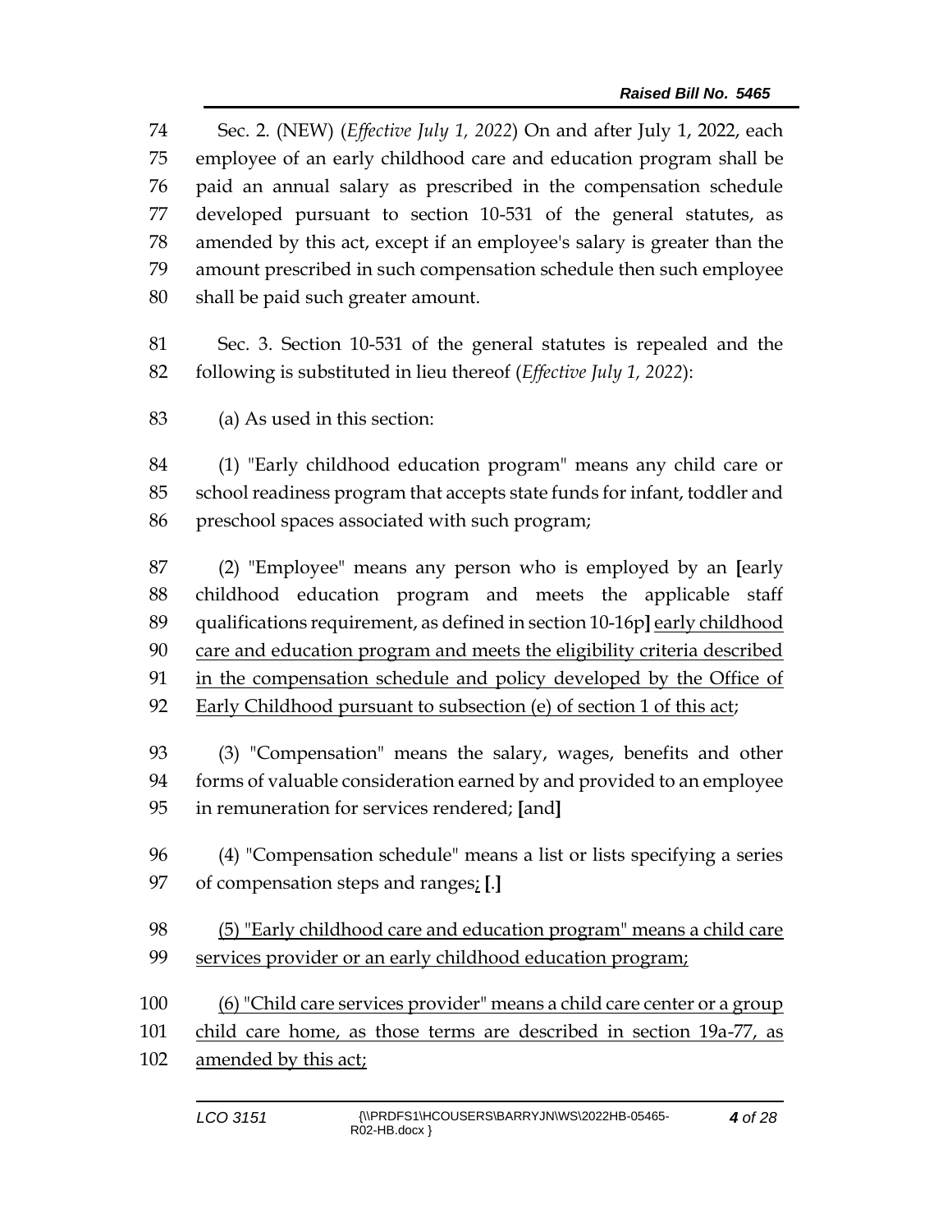Sec. 2. (NEW) (*Effective July 1, 2022*) On and after July 1, 2022, each employee of an early childhood care and education program shall be paid an annual salary as prescribed in the compensation schedule developed pursuant to section 10-531 of the general statutes, as amended by this act, except if an employee's salary is greater than the amount prescribed in such compensation schedule then such employee shall be paid such greater amount.

Sec. 3. Section 10-531 of the general statutes is repealed and the following is substituted in lieu thereof (*Effective July 1, 2022*):

(a) As used in this section:

(1) "Early childhood education program" means any child care or school readiness program that accepts state funds for infant, toddler and preschool spaces associated with such program;

(2) "Employee" means any person who is employed by an **[**early childhood education program and meets the applicable staff qualifications requirement, as defined in section 10-16p**]** <u>early childhood care and education program and meets the eligibility criteria described in the compensation schedule and policy developed by the Office of Early Childhood pursuant to subsection (e) of section 1 of this act</u>;

(3) "Compensation" means the salary, wages, benefits and other forms of valuable consideration earned by and provided to an employee in remuneration for services rendered; **[**and**]**

(4) "Compensation schedule" means a list or lists specifying a series of compensation steps and ranges<u>;</u> **[**.**]**

<u>(5) "Early childhood care and education program" means a child care services provider or an early childhood education program;</u>

<u>(6) "Child care services provider" means a child care center or a group child care home, as those terms are described in section 19a-77, as amended by this act;</u>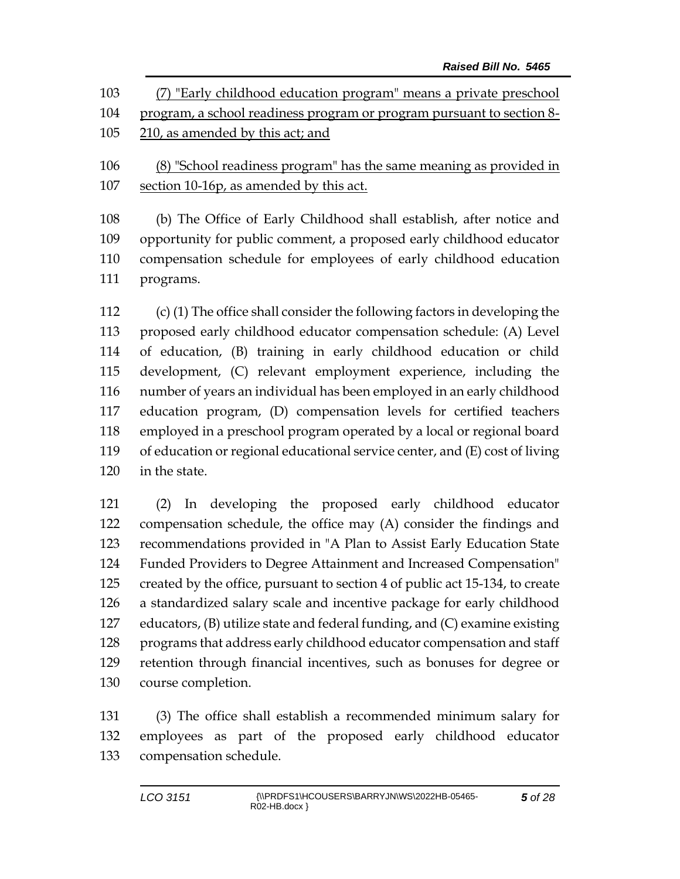(7) "Early childhood education program" means a private preschool program, a school readiness program or program pursuant to section 8-210, as amended by this act; and

(8) "School readiness program" has the same meaning as provided in section 10-16p, as amended by this act.

(b) The Office of Early Childhood shall establish, after notice and opportunity for public comment, a proposed early childhood educator compensation schedule for employees of early childhood education programs.

(c) (1) The office shall consider the following factors in developing the proposed early childhood educator compensation schedule: (A) Level of education, (B) training in early childhood education or child development, (C) relevant employment experience, including the number of years an individual has been employed in an early childhood education program, (D) compensation levels for certified teachers employed in a preschool program operated by a local or regional board of education or regional educational service center, and (E) cost of living in the state.

(2) In developing the proposed early childhood educator compensation schedule, the office may (A) consider the findings and recommendations provided in "A Plan to Assist Early Education State Funded Providers to Degree Attainment and Increased Compensation" created by the office, pursuant to section 4 of public act 15-134, to create a standardized salary scale and incentive package for early childhood educators, (B) utilize state and federal funding, and (C) examine existing programs that address early childhood educator compensation and staff retention through financial incentives, such as bonuses for degree or course completion.

(3) The office shall establish a recommended minimum salary for employees as part of the proposed early childhood educator compensation schedule.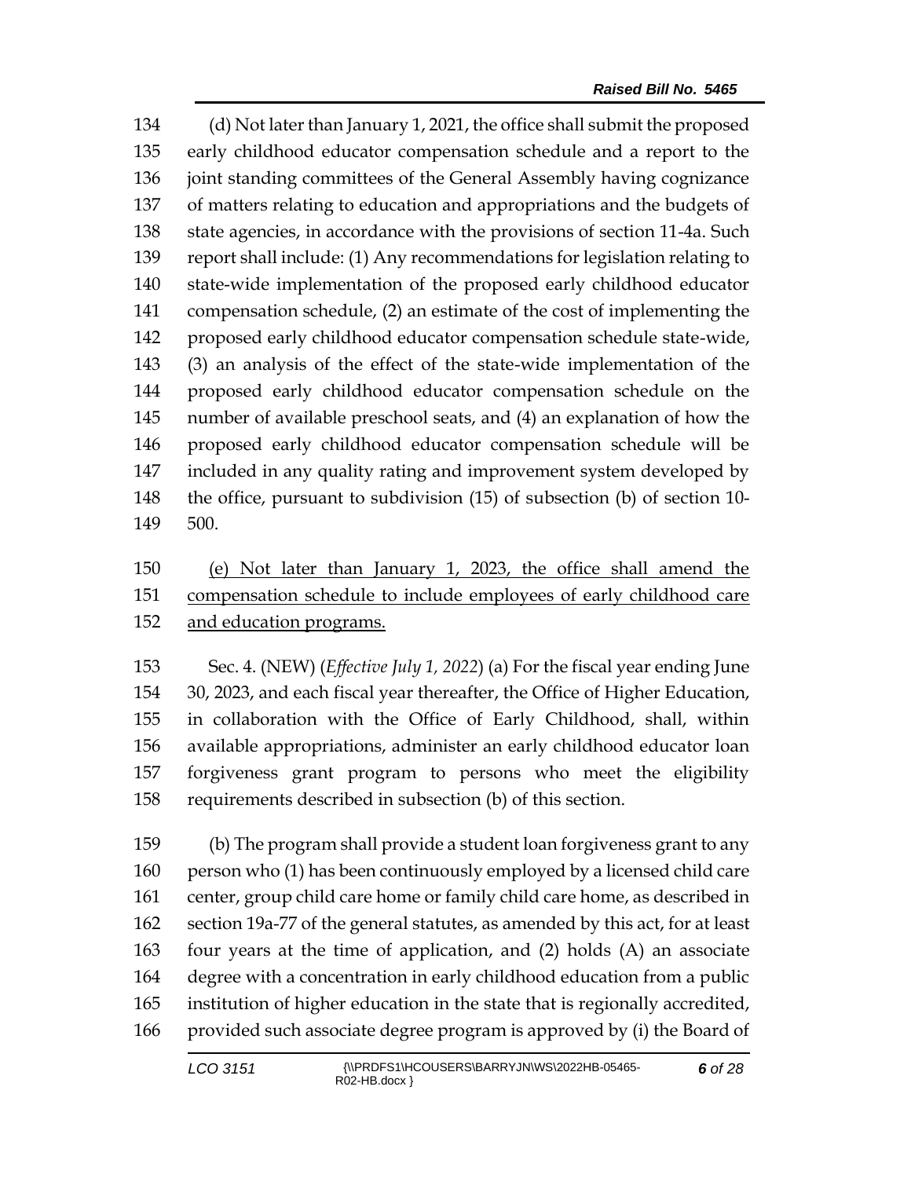(d) Not later than January 1, 2021, the office shall submit the proposed early childhood educator compensation schedule and a report to the joint standing committees of the General Assembly having cognizance of matters relating to education and appropriations and the budgets of state agencies, in accordance with the provisions of section 11-4a. Such report shall include: (1) Any recommendations for legislation relating to state-wide implementation of the proposed early childhood educator compensation schedule, (2) an estimate of the cost of implementing the proposed early childhood educator compensation schedule state-wide, (3) an analysis of the effect of the state-wide implementation of the proposed early childhood educator compensation schedule on the number of available preschool seats, and (4) an explanation of how the proposed early childhood educator compensation schedule will be included in any quality rating and improvement system developed by the office, pursuant to subdivision (15) of subsection (b) of section 10-500.

<u>(e) Not later than January 1, 2023, the office shall amend the compensation schedule to include employees of early childhood care and education programs.</u>

Sec. 4. (NEW) (*Effective July 1, 2022*) (a) For the fiscal year ending June 30, 2023, and each fiscal year thereafter, the Office of Higher Education, in collaboration with the Office of Early Childhood, shall, within available appropriations, administer an early childhood educator loan forgiveness grant program to persons who meet the eligibility requirements described in subsection (b) of this section.

(b) The program shall provide a student loan forgiveness grant to any person who (1) has been continuously employed by a licensed child care center, group child care home or family child care home, as described in section 19a-77 of the general statutes, as amended by this act, for at least four years at the time of application, and (2) holds (A) an associate degree with a concentration in early childhood education from a public institution of higher education in the state that is regionally accredited, provided such associate degree program is approved by (i) the Board of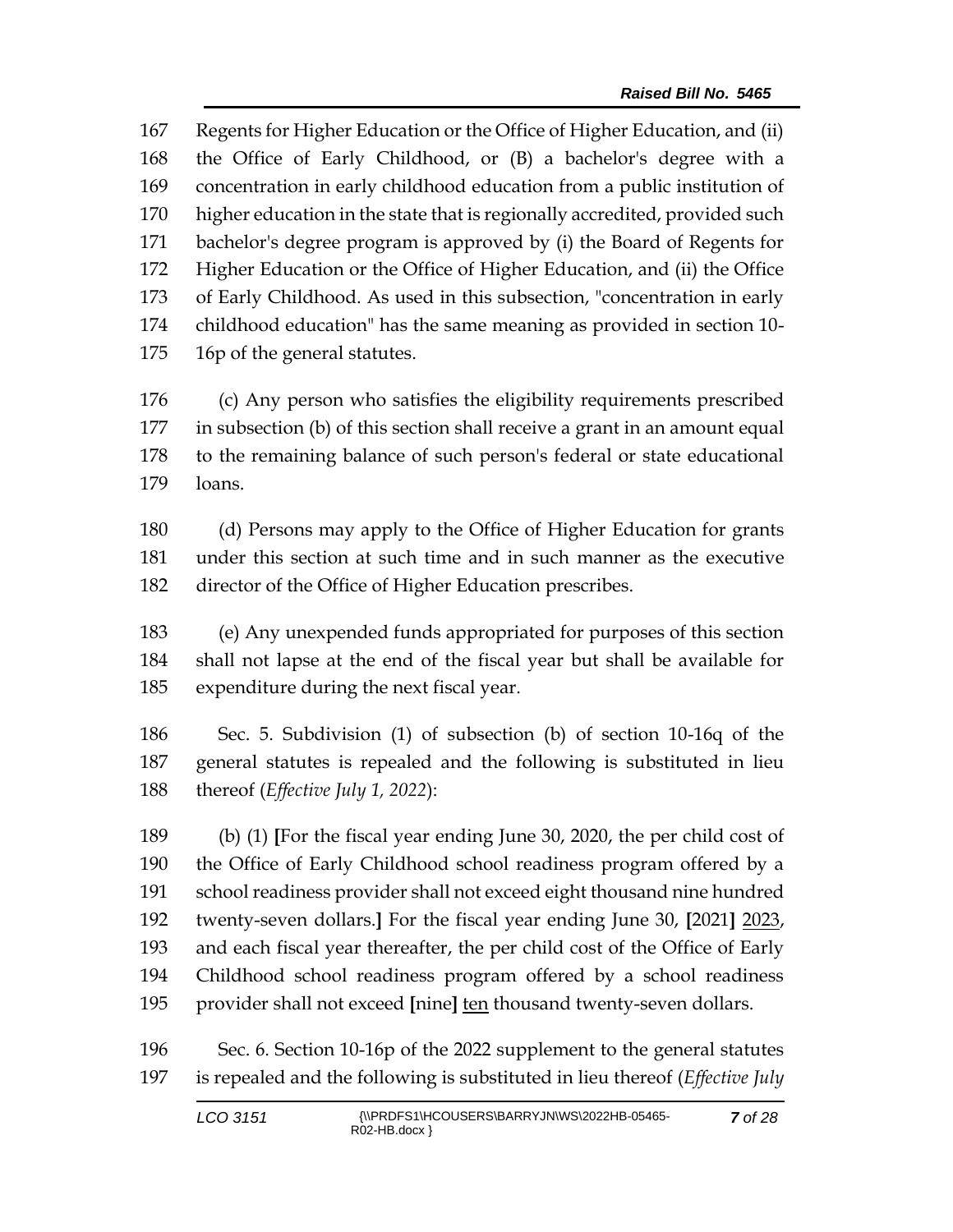Regents for Higher Education or the Office of Higher Education, and (ii) the Office of Early Childhood, or (B) a bachelor's degree with a concentration in early childhood education from a public institution of higher education in the state that is regionally accredited, provided such bachelor's degree program is approved by (i) the Board of Regents for Higher Education or the Office of Higher Education, and (ii) the Office of Early Childhood. As used in this subsection, "concentration in early childhood education" has the same meaning as provided in section 10-16p of the general statutes.

(c) Any person who satisfies the eligibility requirements prescribed in subsection (b) of this section shall receive a grant in an amount equal to the remaining balance of such person's federal or state educational loans.

(d) Persons may apply to the Office of Higher Education for grants under this section at such time and in such manner as the executive director of the Office of Higher Education prescribes.

(e) Any unexpended funds appropriated for purposes of this section shall not lapse at the end of the fiscal year but shall be available for expenditure during the next fiscal year.

Sec. 5. Subdivision (1) of subsection (b) of section 10-16q of the general statutes is repealed and the following is substituted in lieu thereof (*Effective July 1, 2022*):

(b) (1) **[**For the fiscal year ending June 30, 2020, the per child cost of the Office of Early Childhood school readiness program offered by a school readiness provider shall not exceed eight thousand nine hundred twenty-seven dollars.**]** For the fiscal year ending June 30, **[**2021**]** <u>2023</u>, and each fiscal year thereafter, the per child cost of the Office of Early Childhood school readiness program offered by a school readiness provider shall not exceed **[**nine**]** <u>ten</u> thousand twenty-seven dollars.

Sec. 6. Section 10-16p of the 2022 supplement to the general statutes is repealed and the following is substituted in lieu thereof (*Effective July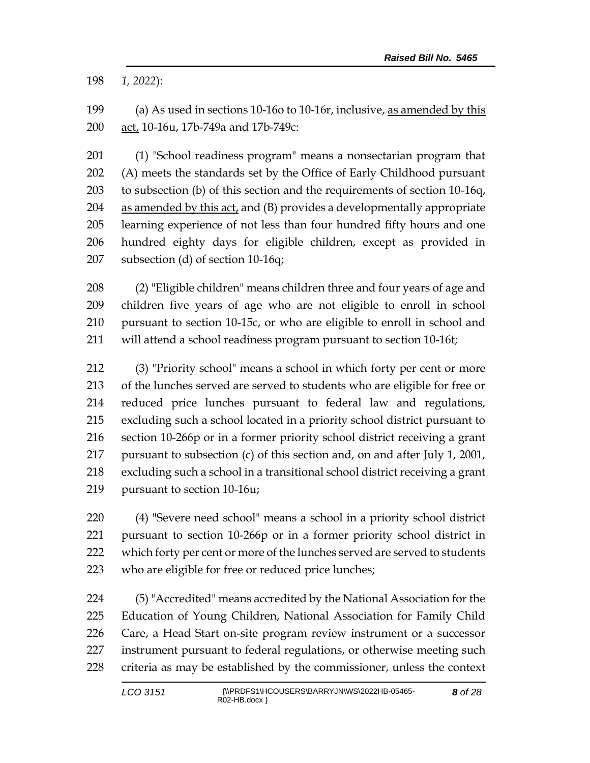198 *1, 2022*):

199 (a) As used in sections 10-16o to 10-16r, inclusive, <u>as amended by this</u>
200 <u>act,</u> 10-16u, 17b-749a and 17b-749c:

201 (1) "School readiness program" means a nonsectarian program that
202 (A) meets the standards set by the Office of Early Childhood pursuant
203 to subsection (b) of this section and the requirements of section 10-16q,
204 <u>as amended by this act,</u> and (B) provides a developmentally appropriate
205 learning experience of not less than four hundred fifty hours and one
206 hundred eighty days for eligible children, except as provided in
207 subsection (d) of section 10-16q;

208 (2) "Eligible children" means children three and four years of age and
209 children five years of age who are not eligible to enroll in school
210 pursuant to section 10-15c, or who are eligible to enroll in school and
211 will attend a school readiness program pursuant to section 10-16t;

212 (3) "Priority school" means a school in which forty per cent or more
213 of the lunches served are served to students who are eligible for free or
214 reduced price lunches pursuant to federal law and regulations,
215 excluding such a school located in a priority school district pursuant to
216 section 10-266p or in a former priority school district receiving a grant
217 pursuant to subsection (c) of this section and, on and after July 1, 2001,
218 excluding such a school in a transitional school district receiving a grant
219 pursuant to section 10-16u;

220 (4) "Severe need school" means a school in a priority school district
221 pursuant to section 10-266p or in a former priority school district in
222 which forty per cent or more of the lunches served are served to students
223 who are eligible for free or reduced price lunches;

224 (5) "Accredited" means accredited by the National Association for the
225 Education of Young Children, National Association for Family Child
226 Care, a Head Start on-site program review instrument or a successor
227 instrument pursuant to federal regulations, or otherwise meeting such
228 criteria as may be established by the commissioner, unless the context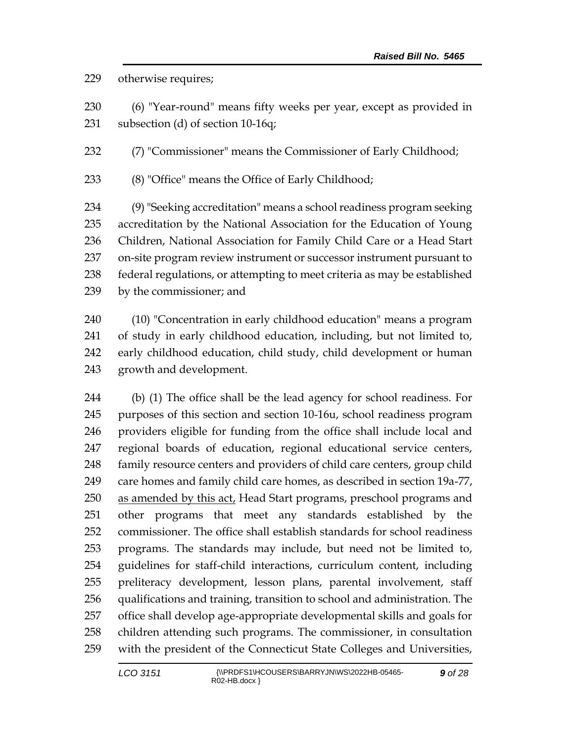otherwise requires;

(6) "Year-round" means fifty weeks per year, except as provided in subsection (d) of section 10-16q;

(7) "Commissioner" means the Commissioner of Early Childhood;

(8) "Office" means the Office of Early Childhood;

(9) "Seeking accreditation" means a school readiness program seeking accreditation by the National Association for the Education of Young Children, National Association for Family Child Care or a Head Start on-site program review instrument or successor instrument pursuant to federal regulations, or attempting to meet criteria as may be established by the commissioner; and

(10) "Concentration in early childhood education" means a program of study in early childhood education, including, but not limited to, early childhood education, child study, child development or human growth and development.

(b) (1) The office shall be the lead agency for school readiness. For purposes of this section and section 10-16u, school readiness program providers eligible for funding from the office shall include local and regional boards of education, regional educational service centers, family resource centers and providers of child care centers, group child care homes and family child care homes, as described in section 19a-77, <u>as amended by this act,</u> Head Start programs, preschool programs and other programs that meet any standards established by the commissioner. The office shall establish standards for school readiness programs. The standards may include, but need not be limited to, guidelines for staff-child interactions, curriculum content, including preliteracy development, lesson plans, parental involvement, staff qualifications and training, transition to school and administration. The office shall develop age-appropriate developmental skills and goals for children attending such programs. The commissioner, in consultation with the president of the Connecticut State Colleges and Universities,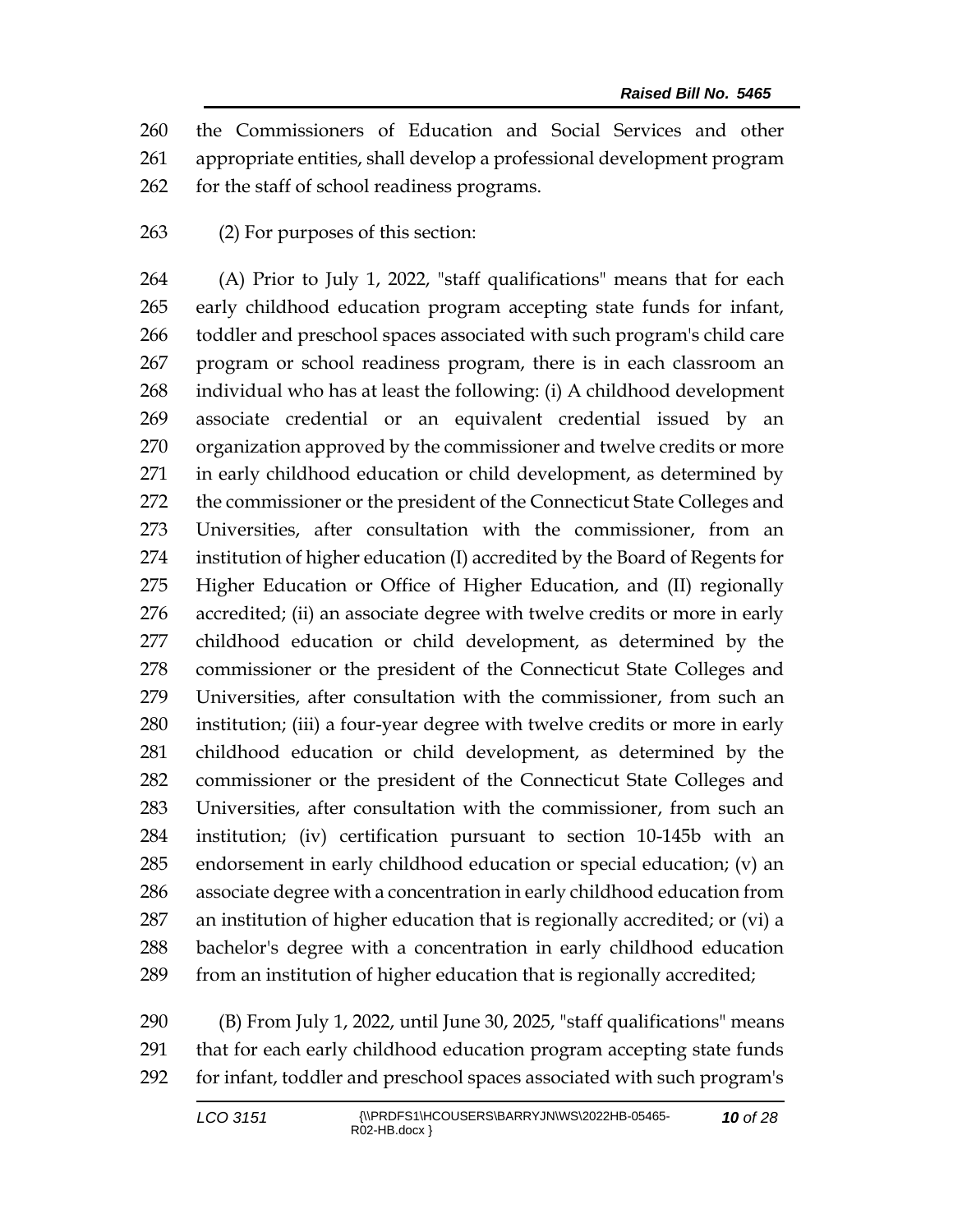the Commissioners of Education and Social Services and other appropriate entities, shall develop a professional development program for the staff of school readiness programs.

(2) For purposes of this section:

(A) Prior to July 1, 2022, "staff qualifications" means that for each early childhood education program accepting state funds for infant, toddler and preschool spaces associated with such program's child care program or school readiness program, there is in each classroom an individual who has at least the following: (i) A childhood development associate credential or an equivalent credential issued by an organization approved by the commissioner and twelve credits or more in early childhood education or child development, as determined by the commissioner or the president of the Connecticut State Colleges and Universities, after consultation with the commissioner, from an institution of higher education (I) accredited by the Board of Regents for Higher Education or Office of Higher Education, and (II) regionally accredited; (ii) an associate degree with twelve credits or more in early childhood education or child development, as determined by the commissioner or the president of the Connecticut State Colleges and Universities, after consultation with the commissioner, from such an institution; (iii) a four-year degree with twelve credits or more in early childhood education or child development, as determined by the commissioner or the president of the Connecticut State Colleges and Universities, after consultation with the commissioner, from such an institution; (iv) certification pursuant to section 10-145b with an endorsement in early childhood education or special education; (v) an associate degree with a concentration in early childhood education from an institution of higher education that is regionally accredited; or (vi) a bachelor's degree with a concentration in early childhood education from an institution of higher education that is regionally accredited;

(B) From July 1, 2022, until June 30, 2025, "staff qualifications" means that for each early childhood education program accepting state funds for infant, toddler and preschool spaces associated with such program's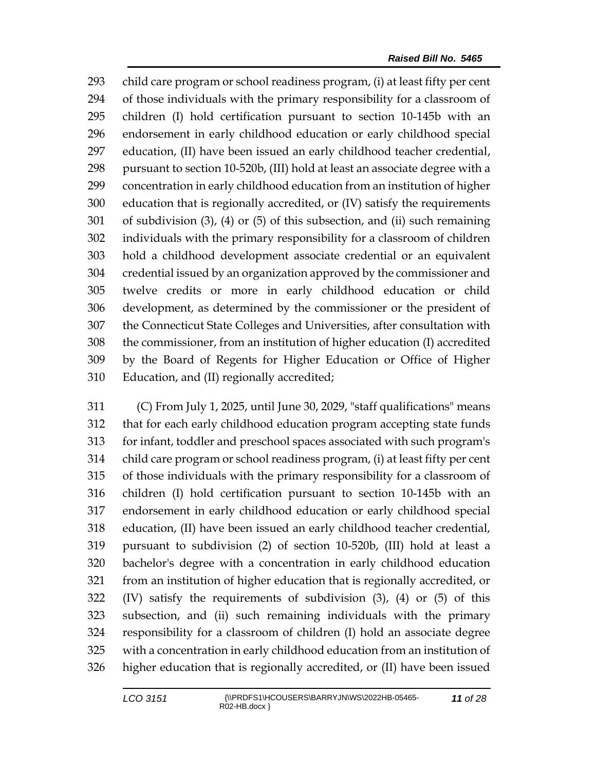child care program or school readiness program, (i) at least fifty per cent of those individuals with the primary responsibility for a classroom of children (I) hold certification pursuant to section 10-145b with an endorsement in early childhood education or early childhood special education, (II) have been issued an early childhood teacher credential, pursuant to section 10-520b, (III) hold at least an associate degree with a concentration in early childhood education from an institution of higher education that is regionally accredited, or (IV) satisfy the requirements of subdivision (3), (4) or (5) of this subsection, and (ii) such remaining individuals with the primary responsibility for a classroom of children hold a childhood development associate credential or an equivalent credential issued by an organization approved by the commissioner and twelve credits or more in early childhood education or child development, as determined by the commissioner or the president of the Connecticut State Colleges and Universities, after consultation with the commissioner, from an institution of higher education (I) accredited by the Board of Regents for Higher Education or Office of Higher Education, and (II) regionally accredited;

(C) From July 1, 2025, until June 30, 2029, "staff qualifications" means that for each early childhood education program accepting state funds for infant, toddler and preschool spaces associated with such program's child care program or school readiness program, (i) at least fifty per cent of those individuals with the primary responsibility for a classroom of children (I) hold certification pursuant to section 10-145b with an endorsement in early childhood education or early childhood special education, (II) have been issued an early childhood teacher credential, pursuant to subdivision (2) of section 10-520b, (III) hold at least a bachelor's degree with a concentration in early childhood education from an institution of higher education that is regionally accredited, or (IV) satisfy the requirements of subdivision (3), (4) or (5) of this subsection, and (ii) such remaining individuals with the primary responsibility for a classroom of children (I) hold an associate degree with a concentration in early childhood education from an institution of higher education that is regionally accredited, or (II) have been issued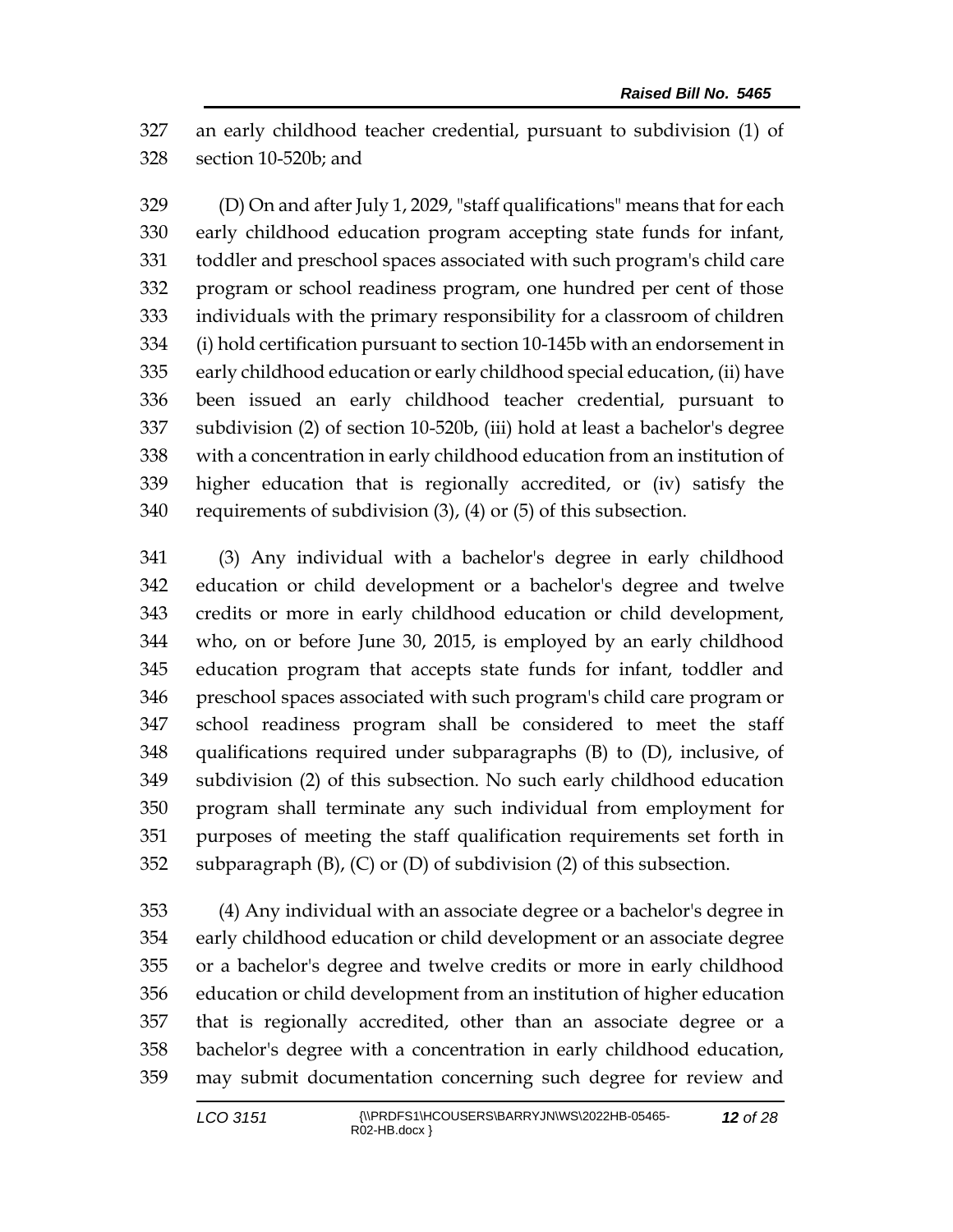an early childhood teacher credential, pursuant to subdivision (1) of section 10-520b; and

(D) On and after July 1, 2029, "staff qualifications" means that for each early childhood education program accepting state funds for infant, toddler and preschool spaces associated with such program's child care program or school readiness program, one hundred per cent of those individuals with the primary responsibility for a classroom of children (i) hold certification pursuant to section 10-145b with an endorsement in early childhood education or early childhood special education, (ii) have been issued an early childhood teacher credential, pursuant to subdivision (2) of section 10-520b, (iii) hold at least a bachelor's degree with a concentration in early childhood education from an institution of higher education that is regionally accredited, or (iv) satisfy the requirements of subdivision (3), (4) or (5) of this subsection.

(3) Any individual with a bachelor's degree in early childhood education or child development or a bachelor's degree and twelve credits or more in early childhood education or child development, who, on or before June 30, 2015, is employed by an early childhood education program that accepts state funds for infant, toddler and preschool spaces associated with such program's child care program or school readiness program shall be considered to meet the staff qualifications required under subparagraphs (B) to (D), inclusive, of subdivision (2) of this subsection. No such early childhood education program shall terminate any such individual from employment for purposes of meeting the staff qualification requirements set forth in subparagraph (B), (C) or (D) of subdivision (2) of this subsection.

(4) Any individual with an associate degree or a bachelor's degree in early childhood education or child development or an associate degree or a bachelor's degree and twelve credits or more in early childhood education or child development from an institution of higher education that is regionally accredited, other than an associate degree or a bachelor's degree with a concentration in early childhood education, may submit documentation concerning such degree for review and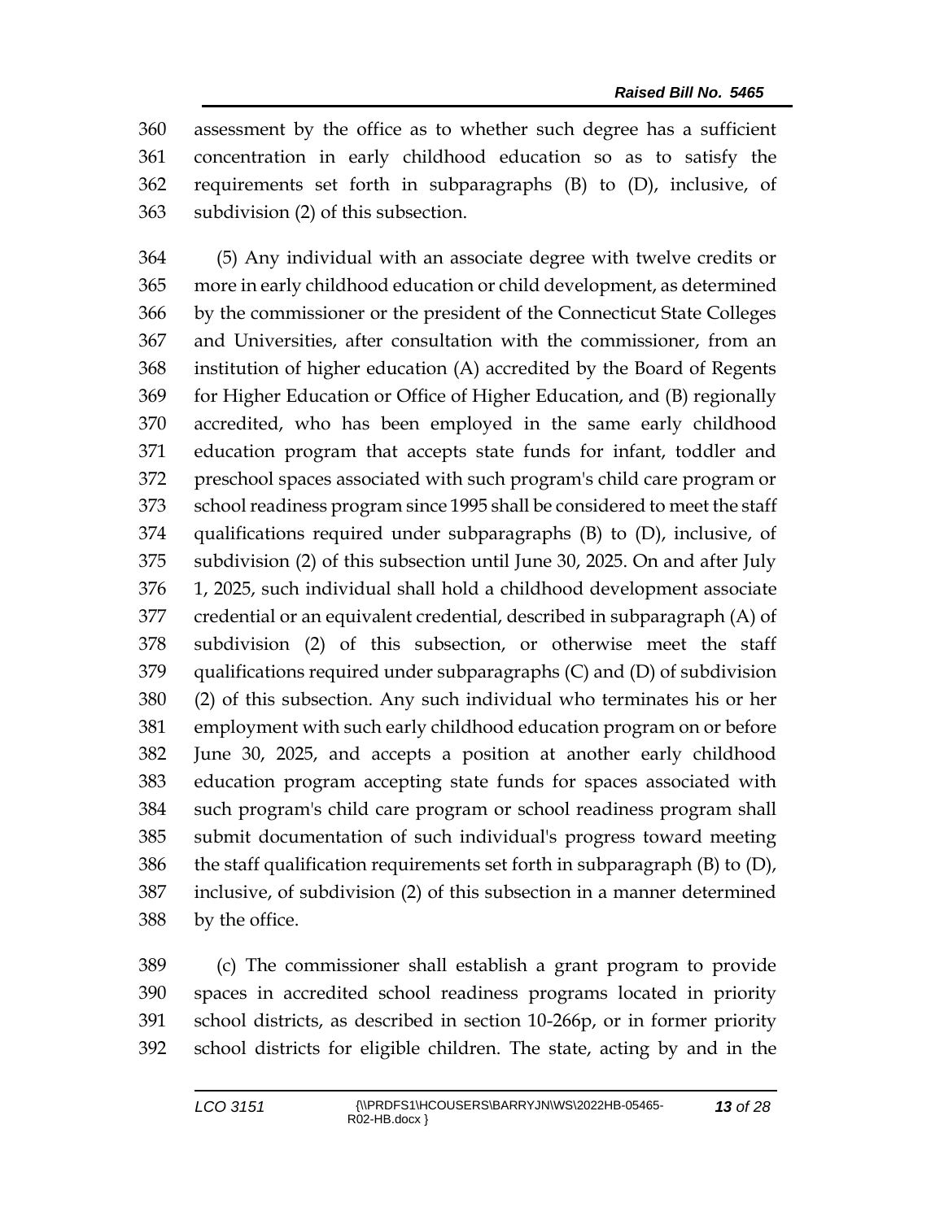assessment by the office as to whether such degree has a sufficient concentration in early childhood education so as to satisfy the requirements set forth in subparagraphs (B) to (D), inclusive, of subdivision (2) of this subsection.

(5) Any individual with an associate degree with twelve credits or more in early childhood education or child development, as determined by the commissioner or the president of the Connecticut State Colleges and Universities, after consultation with the commissioner, from an institution of higher education (A) accredited by the Board of Regents for Higher Education or Office of Higher Education, and (B) regionally accredited, who has been employed in the same early childhood education program that accepts state funds for infant, toddler and preschool spaces associated with such program's child care program or school readiness program since 1995 shall be considered to meet the staff qualifications required under subparagraphs (B) to (D), inclusive, of subdivision (2) of this subsection until June 30, 2025. On and after July 1, 2025, such individual shall hold a childhood development associate credential or an equivalent credential, described in subparagraph (A) of subdivision (2) of this subsection, or otherwise meet the staff qualifications required under subparagraphs (C) and (D) of subdivision (2) of this subsection. Any such individual who terminates his or her employment with such early childhood education program on or before June 30, 2025, and accepts a position at another early childhood education program accepting state funds for spaces associated with such program's child care program or school readiness program shall submit documentation of such individual's progress toward meeting the staff qualification requirements set forth in subparagraph (B) to (D), inclusive, of subdivision (2) of this subsection in a manner determined by the office.

(c) The commissioner shall establish a grant program to provide spaces in accredited school readiness programs located in priority school districts, as described in section 10-266p, or in former priority school districts for eligible children. The state, acting by and in the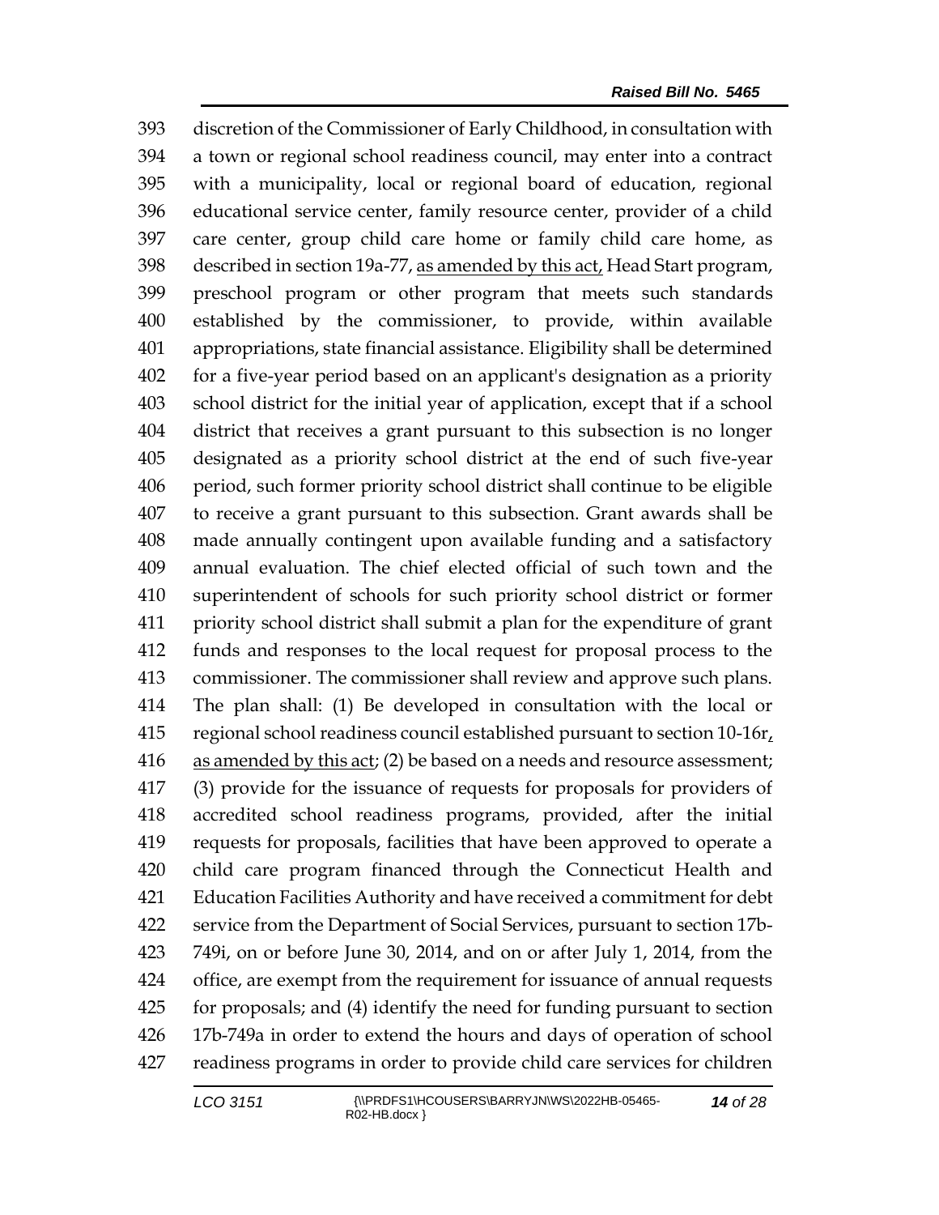discretion of the Commissioner of Early Childhood, in consultation with a town or regional school readiness council, may enter into a contract with a municipality, local or regional board of education, regional educational service center, family resource center, provider of a child care center, group child care home or family child care home, as described in section 19a-77, as amended by this act, Head Start program, preschool program or other program that meets such standards established by the commissioner, to provide, within available appropriations, state financial assistance. Eligibility shall be determined for a five-year period based on an applicant's designation as a priority school district for the initial year of application, except that if a school district that receives a grant pursuant to this subsection is no longer designated as a priority school district at the end of such five-year period, such former priority school district shall continue to be eligible to receive a grant pursuant to this subsection. Grant awards shall be made annually contingent upon available funding and a satisfactory annual evaluation. The chief elected official of such town and the superintendent of schools for such priority school district or former priority school district shall submit a plan for the expenditure of grant funds and responses to the local request for proposal process to the commissioner. The commissioner shall review and approve such plans. The plan shall: (1) Be developed in consultation with the local or regional school readiness council established pursuant to section 10-16r, as amended by this act; (2) be based on a needs and resource assessment; (3) provide for the issuance of requests for proposals for providers of accredited school readiness programs, provided, after the initial requests for proposals, facilities that have been approved to operate a child care program financed through the Connecticut Health and Education Facilities Authority and have received a commitment for debt service from the Department of Social Services, pursuant to section 17b-749i, on or before June 30, 2014, and on or after July 1, 2014, from the office, are exempt from the requirement for issuance of annual requests for proposals; and (4) identify the need for funding pursuant to section 17b-749a in order to extend the hours and days of operation of school readiness programs in order to provide child care services for children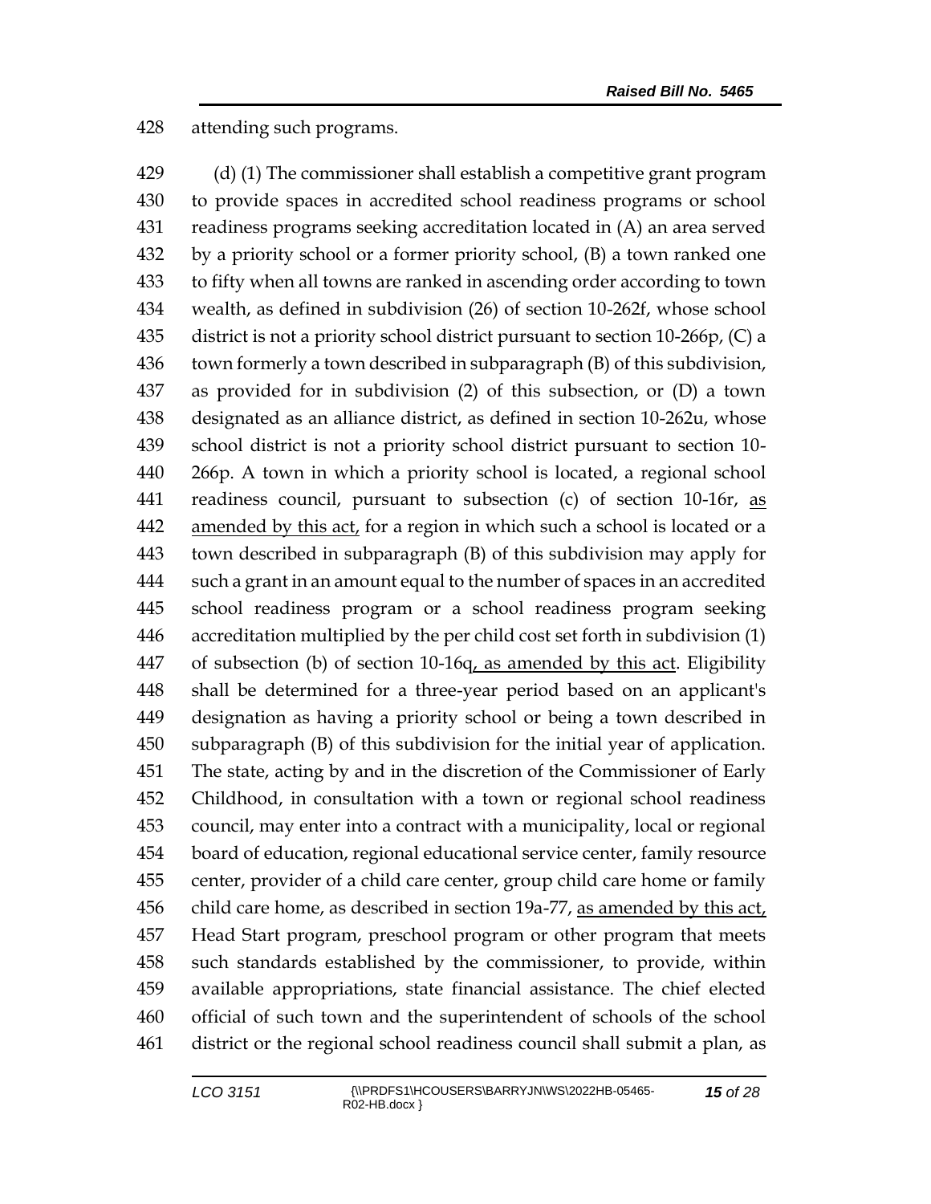attending such programs.

(d) (1) The commissioner shall establish a competitive grant program to provide spaces in accredited school readiness programs or school readiness programs seeking accreditation located in (A) an area served by a priority school or a former priority school, (B) a town ranked one to fifty when all towns are ranked in ascending order according to town wealth, as defined in subdivision (26) of section 10-262f, whose school district is not a priority school district pursuant to section 10-266p, (C) a town formerly a town described in subparagraph (B) of this subdivision, as provided for in subdivision (2) of this subsection, or (D) a town designated as an alliance district, as defined in section 10-262u, whose school district is not a priority school district pursuant to section 10-266p. A town in which a priority school is located, a regional school readiness council, pursuant to subsection (c) of section 10-16r, as amended by this act, for a region in which such a school is located or a town described in subparagraph (B) of this subdivision may apply for such a grant in an amount equal to the number of spaces in an accredited school readiness program or a school readiness program seeking accreditation multiplied by the per child cost set forth in subdivision (1) of subsection (b) of section 10-16q, as amended by this act. Eligibility shall be determined for a three-year period based on an applicant's designation as having a priority school or being a town described in subparagraph (B) of this subdivision for the initial year of application. The state, acting by and in the discretion of the Commissioner of Early Childhood, in consultation with a town or regional school readiness council, may enter into a contract with a municipality, local or regional board of education, regional educational service center, family resource center, provider of a child care center, group child care home or family child care home, as described in section 19a-77, as amended by this act, Head Start program, preschool program or other program that meets such standards established by the commissioner, to provide, within available appropriations, state financial assistance. The chief elected official of such town and the superintendent of schools of the school district or the regional school readiness council shall submit a plan, as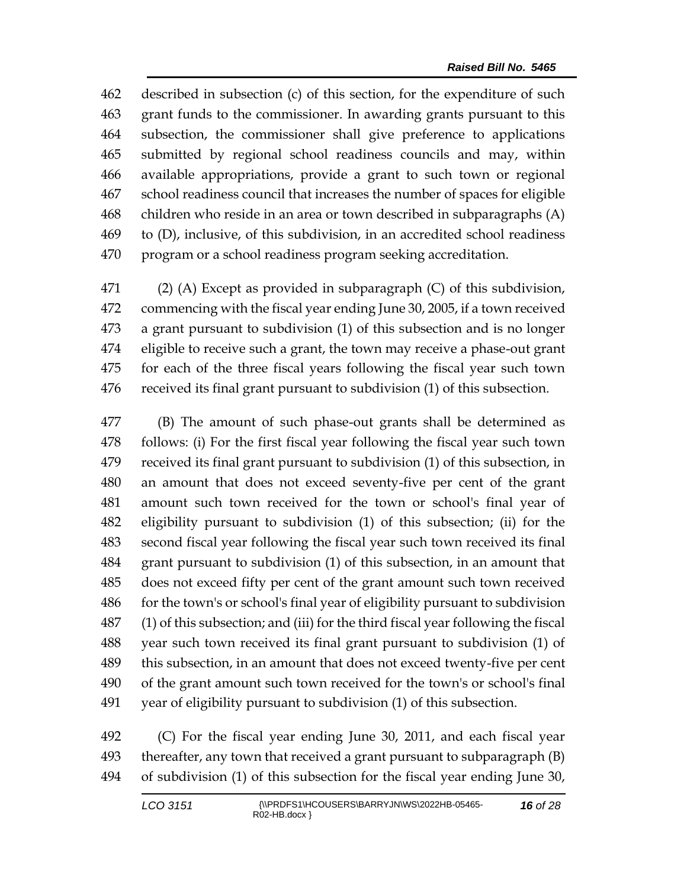described in subsection (c) of this section, for the expenditure of such grant funds to the commissioner. In awarding grants pursuant to this subsection, the commissioner shall give preference to applications submitted by regional school readiness councils and may, within available appropriations, provide a grant to such town or regional school readiness council that increases the number of spaces for eligible children who reside in an area or town described in subparagraphs (A) to (D), inclusive, of this subdivision, in an accredited school readiness program or a school readiness program seeking accreditation.

(2) (A) Except as provided in subparagraph (C) of this subdivision, commencing with the fiscal year ending June 30, 2005, if a town received a grant pursuant to subdivision (1) of this subsection and is no longer eligible to receive such a grant, the town may receive a phase-out grant for each of the three fiscal years following the fiscal year such town received its final grant pursuant to subdivision (1) of this subsection.

(B) The amount of such phase-out grants shall be determined as follows: (i) For the first fiscal year following the fiscal year such town received its final grant pursuant to subdivision (1) of this subsection, in an amount that does not exceed seventy-five per cent of the grant amount such town received for the town or school's final year of eligibility pursuant to subdivision (1) of this subsection; (ii) for the second fiscal year following the fiscal year such town received its final grant pursuant to subdivision (1) of this subsection, in an amount that does not exceed fifty per cent of the grant amount such town received for the town's or school's final year of eligibility pursuant to subdivision (1) of this subsection; and (iii) for the third fiscal year following the fiscal year such town received its final grant pursuant to subdivision (1) of this subsection, in an amount that does not exceed twenty-five per cent of the grant amount such town received for the town's or school's final year of eligibility pursuant to subdivision (1) of this subsection.

(C) For the fiscal year ending June 30, 2011, and each fiscal year thereafter, any town that received a grant pursuant to subparagraph (B) of subdivision (1) of this subsection for the fiscal year ending June 30,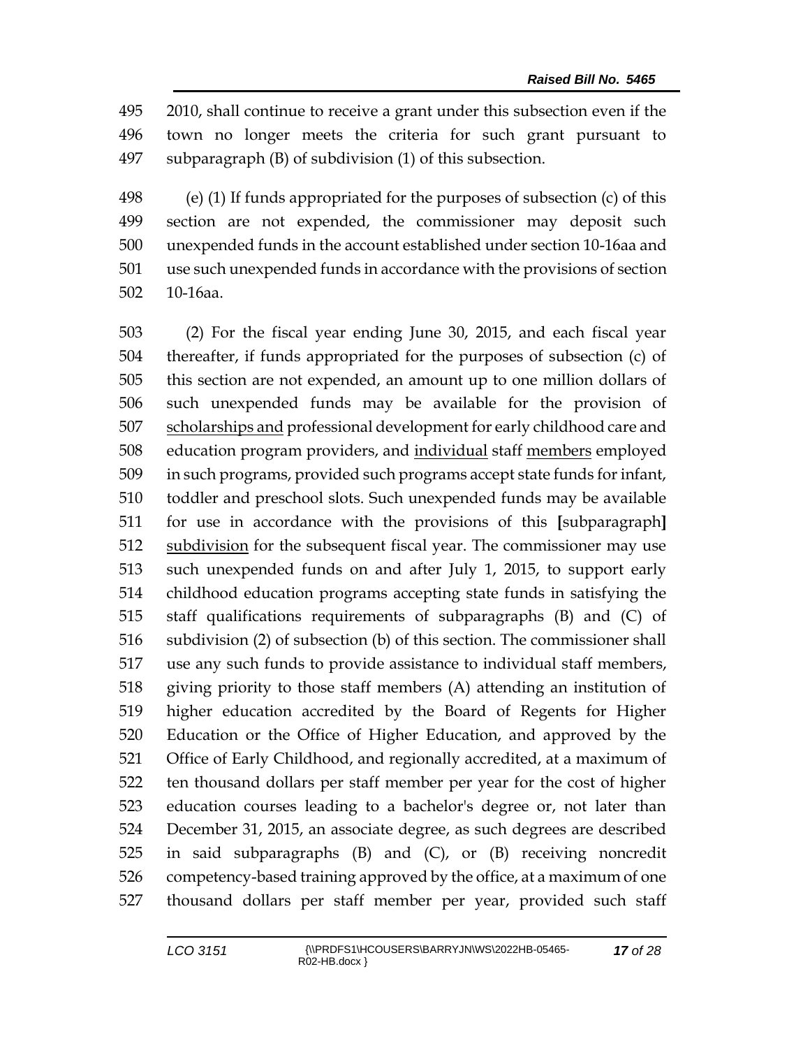2010, shall continue to receive a grant under this subsection even if the town no longer meets the criteria for such grant pursuant to subparagraph (B) of subdivision (1) of this subsection.

(e) (1) If funds appropriated for the purposes of subsection (c) of this section are not expended, the commissioner may deposit such unexpended funds in the account established under section 10-16aa and use such unexpended funds in accordance with the provisions of section 10-16aa.

(2) For the fiscal year ending June 30, 2015, and each fiscal year thereafter, if funds appropriated for the purposes of subsection (c) of this section are not expended, an amount up to one million dollars of such unexpended funds may be available for the provision of <u>scholarships and</u> professional development for early childhood care and education program providers, and <u>individual</u> staff <u>members</u> employed in such programs, provided such programs accept state funds for infant, toddler and preschool slots. Such unexpended funds may be available for use in accordance with the provisions of this **[**subparagraph**]** <u>subdivision</u> for the subsequent fiscal year. The commissioner may use such unexpended funds on and after July 1, 2015, to support early childhood education programs accepting state funds in satisfying the staff qualifications requirements of subparagraphs (B) and (C) of subdivision (2) of subsection (b) of this section. The commissioner shall use any such funds to provide assistance to individual staff members, giving priority to those staff members (A) attending an institution of higher education accredited by the Board of Regents for Higher Education or the Office of Higher Education, and approved by the Office of Early Childhood, and regionally accredited, at a maximum of ten thousand dollars per staff member per year for the cost of higher education courses leading to a bachelor's degree or, not later than December 31, 2015, an associate degree, as such degrees are described in said subparagraphs (B) and (C), or (B) receiving noncredit competency-based training approved by the office, at a maximum of one thousand dollars per staff member per year, provided such staff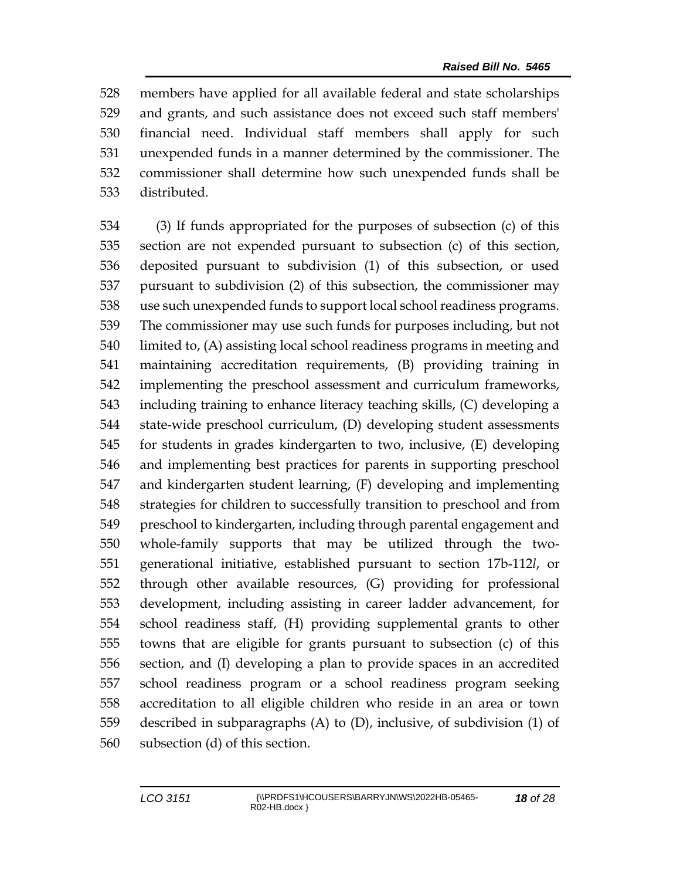members have applied for all available federal and state scholarships and grants, and such assistance does not exceed such staff members' financial need. Individual staff members shall apply for such unexpended funds in a manner determined by the commissioner. The commissioner shall determine how such unexpended funds shall be distributed.

(3) If funds appropriated for the purposes of subsection (c) of this section are not expended pursuant to subsection (c) of this section, deposited pursuant to subdivision (1) of this subsection, or used pursuant to subdivision (2) of this subsection, the commissioner may use such unexpended funds to support local school readiness programs. The commissioner may use such funds for purposes including, but not limited to, (A) assisting local school readiness programs in meeting and maintaining accreditation requirements, (B) providing training in implementing the preschool assessment and curriculum frameworks, including training to enhance literacy teaching skills, (C) developing a state-wide preschool curriculum, (D) developing student assessments for students in grades kindergarten to two, inclusive, (E) developing and implementing best practices for parents in supporting preschool and kindergarten student learning, (F) developing and implementing strategies for children to successfully transition to preschool and from preschool to kindergarten, including through parental engagement and whole-family supports that may be utilized through the two-generational initiative, established pursuant to section 17b-112*l*, or through other available resources, (G) providing for professional development, including assisting in career ladder advancement, for school readiness staff, (H) providing supplemental grants to other towns that are eligible for grants pursuant to subsection (c) of this section, and (I) developing a plan to provide spaces in an accredited school readiness program or a school readiness program seeking accreditation to all eligible children who reside in an area or town described in subparagraphs (A) to (D), inclusive, of subdivision (1) of subsection (d) of this section.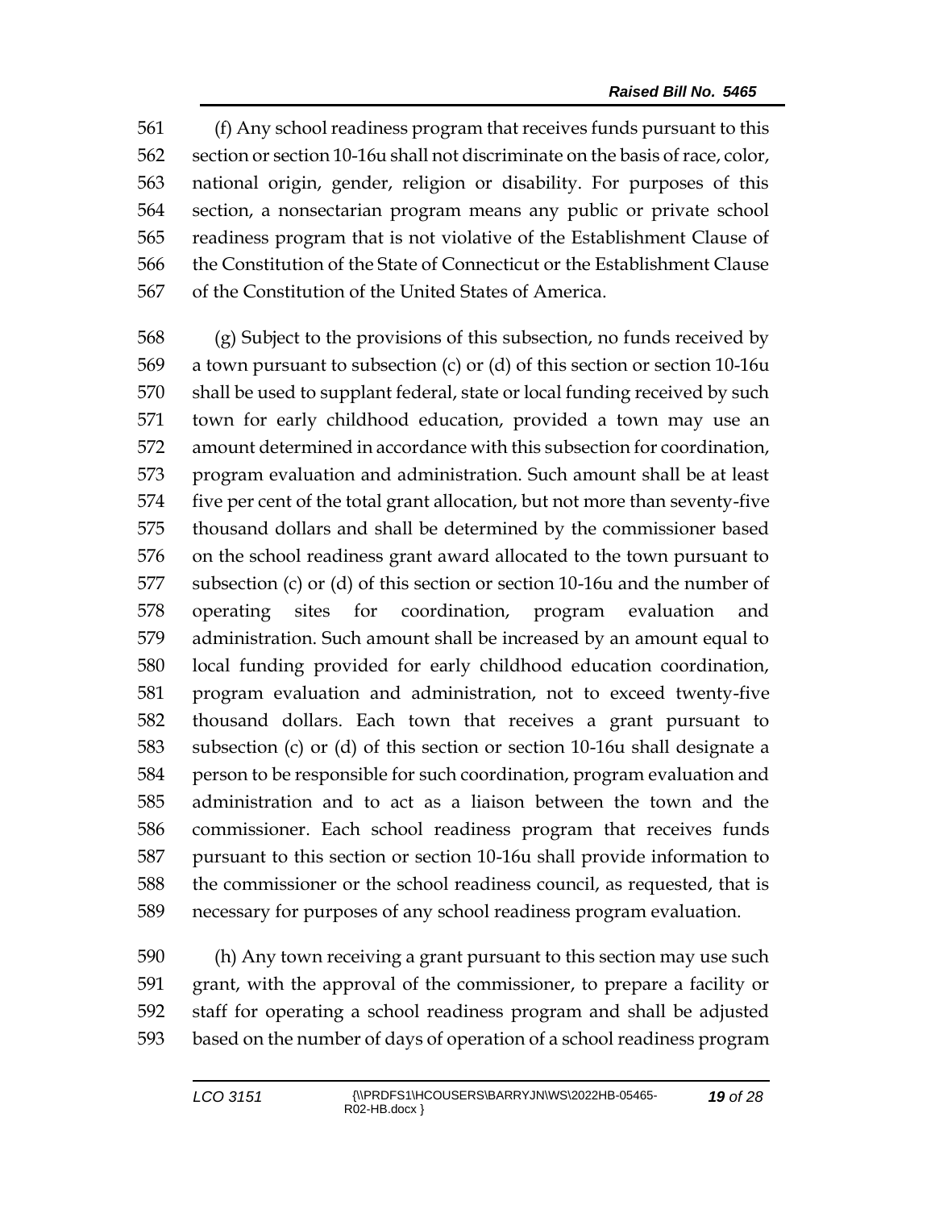(f) Any school readiness program that receives funds pursuant to this section or section 10-16u shall not discriminate on the basis of race, color, national origin, gender, religion or disability. For purposes of this section, a nonsectarian program means any public or private school readiness program that is not violative of the Establishment Clause of the Constitution of the State of Connecticut or the Establishment Clause of the Constitution of the United States of America.

(g) Subject to the provisions of this subsection, no funds received by a town pursuant to subsection (c) or (d) of this section or section 10-16u shall be used to supplant federal, state or local funding received by such town for early childhood education, provided a town may use an amount determined in accordance with this subsection for coordination, program evaluation and administration. Such amount shall be at least five per cent of the total grant allocation, but not more than seventy-five thousand dollars and shall be determined by the commissioner based on the school readiness grant award allocated to the town pursuant to subsection (c) or (d) of this section or section 10-16u and the number of operating sites for coordination, program evaluation and administration. Such amount shall be increased by an amount equal to local funding provided for early childhood education coordination, program evaluation and administration, not to exceed twenty-five thousand dollars. Each town that receives a grant pursuant to subsection (c) or (d) of this section or section 10-16u shall designate a person to be responsible for such coordination, program evaluation and administration and to act as a liaison between the town and the commissioner. Each school readiness program that receives funds pursuant to this section or section 10-16u shall provide information to the commissioner or the school readiness council, as requested, that is necessary for purposes of any school readiness program evaluation.

(h) Any town receiving a grant pursuant to this section may use such grant, with the approval of the commissioner, to prepare a facility or staff for operating a school readiness program and shall be adjusted based on the number of days of operation of a school readiness program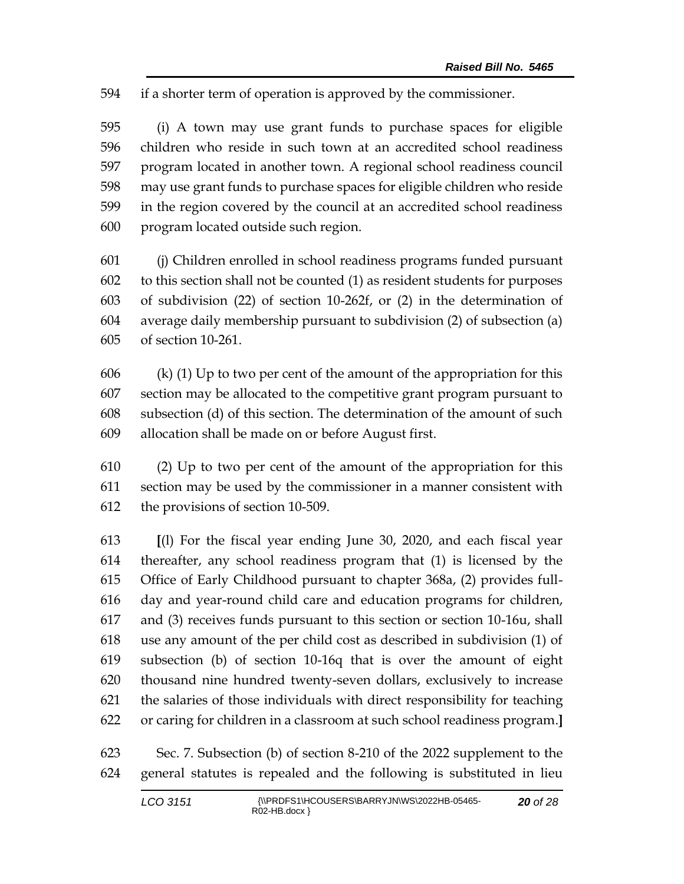if a shorter term of operation is approved by the commissioner.

(i) A town may use grant funds to purchase spaces for eligible children who reside in such town at an accredited school readiness program located in another town. A regional school readiness council may use grant funds to purchase spaces for eligible children who reside in the region covered by the council at an accredited school readiness program located outside such region.

(j) Children enrolled in school readiness programs funded pursuant to this section shall not be counted (1) as resident students for purposes of subdivision (22) of section 10-262f, or (2) in the determination of average daily membership pursuant to subdivision (2) of subsection (a) of section 10-261.

(k) (1) Up to two per cent of the amount of the appropriation for this section may be allocated to the competitive grant program pursuant to subsection (d) of this section. The determination of the amount of such allocation shall be made on or before August first.

(2) Up to two per cent of the amount of the appropriation for this section may be used by the commissioner in a manner consistent with the provisions of section 10-509.

**[**(l) For the fiscal year ending June 30, 2020, and each fiscal year thereafter, any school readiness program that (1) is licensed by the Office of Early Childhood pursuant to chapter 368a, (2) provides full-day and year-round child care and education programs for children, and (3) receives funds pursuant to this section or section 10-16u, shall use any amount of the per child cost as described in subdivision (1) of subsection (b) of section 10-16q that is over the amount of eight thousand nine hundred twenty-seven dollars, exclusively to increase the salaries of those individuals with direct responsibility for teaching or caring for children in a classroom at such school readiness program.**]**

Sec. 7. Subsection (b) of section 8-210 of the 2022 supplement to the general statutes is repealed and the following is substituted in lieu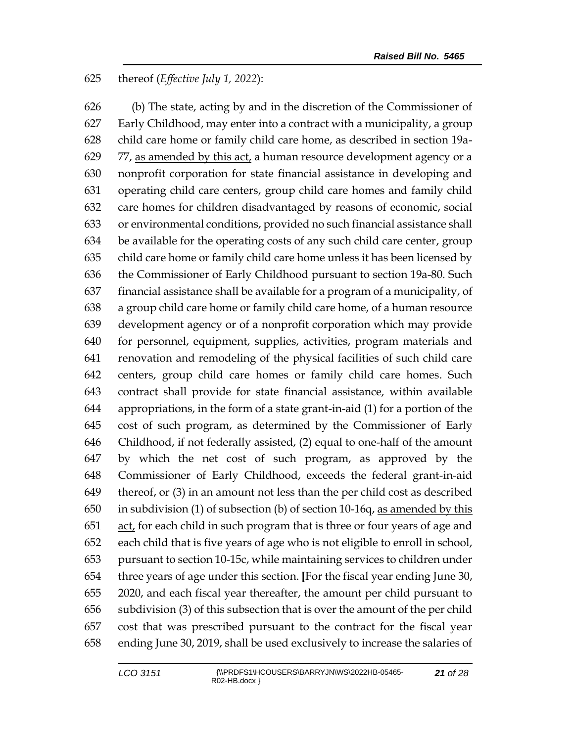625 thereof (*Effective July 1, 2022*):

626 (b) The state, acting by and in the discretion of the Commissioner of 627 Early Childhood, may enter into a contract with a municipality, a group 628 child care home or family child care home, as described in section 19a-629 77, as amended by this act, a human resource development agency or a 630 nonprofit corporation for state financial assistance in developing and 631 operating child care centers, group child care homes and family child 632 care homes for children disadvantaged by reasons of economic, social 633 or environmental conditions, provided no such financial assistance shall 634 be available for the operating costs of any such child care center, group 635 child care home or family child care home unless it has been licensed by 636 the Commissioner of Early Childhood pursuant to section 19a-80. Such 637 financial assistance shall be available for a program of a municipality, of 638 a group child care home or family child care home, of a human resource 639 development agency or of a nonprofit corporation which may provide 640 for personnel, equipment, supplies, activities, program materials and 641 renovation and remodeling of the physical facilities of such child care 642 centers, group child care homes or family child care homes. Such 643 contract shall provide for state financial assistance, within available 644 appropriations, in the form of a state grant-in-aid (1) for a portion of the 645 cost of such program, as determined by the Commissioner of Early 646 Childhood, if not federally assisted, (2) equal to one-half of the amount 647 by which the net cost of such program, as approved by the 648 Commissioner of Early Childhood, exceeds the federal grant-in-aid 649 thereof, or (3) in an amount not less than the per child cost as described 650 in subdivision (1) of subsection (b) of section 10-16q, as amended by this 651 act, for each child in such program that is three or four years of age and 652 each child that is five years of age who is not eligible to enroll in school, 653 pursuant to section 10-15c, while maintaining services to children under 654 three years of age under this section. **[**For the fiscal year ending June 30, 655 2020, and each fiscal year thereafter, the amount per child pursuant to 656 subdivision (3) of this subsection that is over the amount of the per child 657 cost that was prescribed pursuant to the contract for the fiscal year 658 ending June 30, 2019, shall be used exclusively to increase the salaries of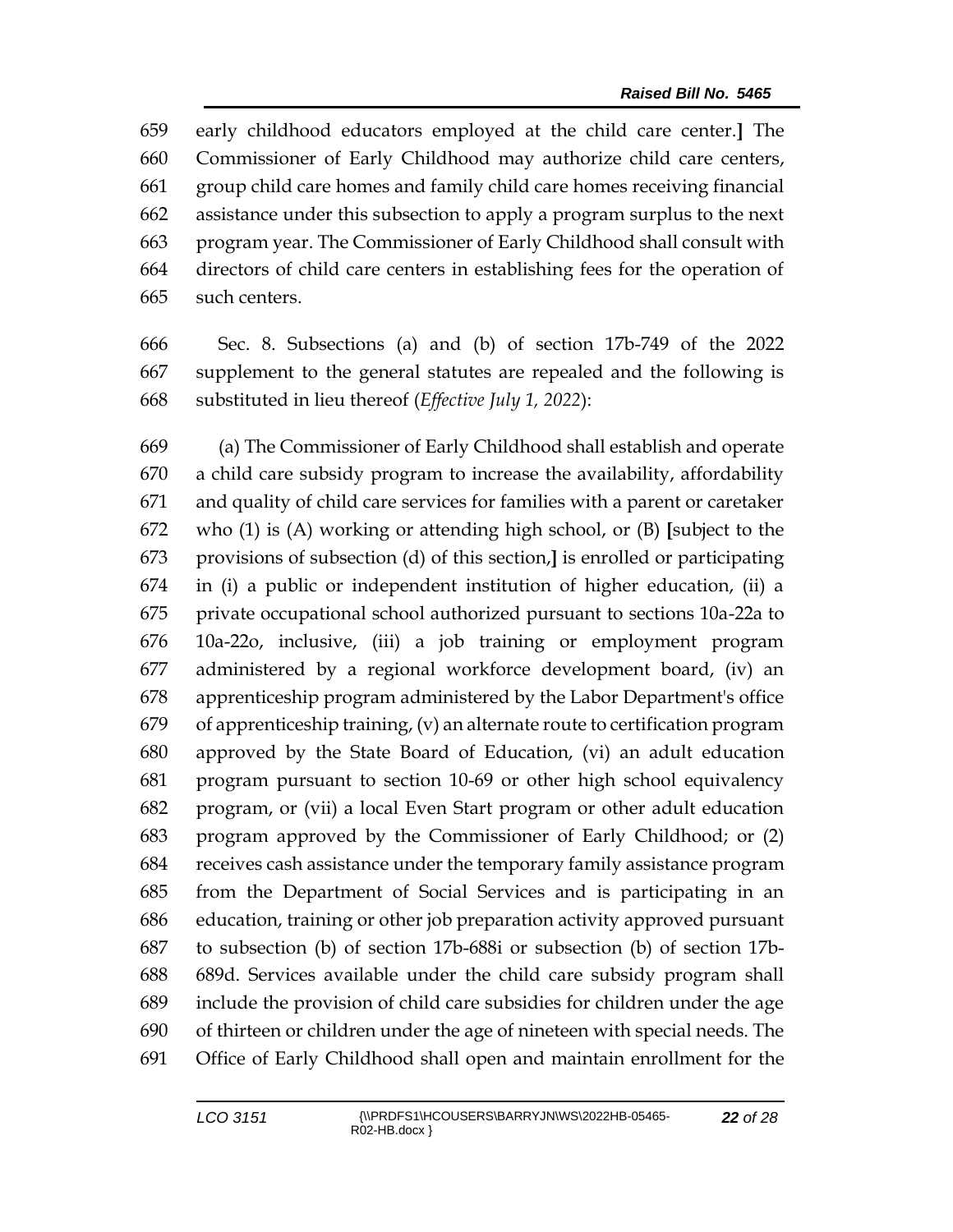early childhood educators employed at the child care center.] The Commissioner of Early Childhood may authorize child care centers, group child care homes and family child care homes receiving financial assistance under this subsection to apply a program surplus to the next program year. The Commissioner of Early Childhood shall consult with directors of child care centers in establishing fees for the operation of such centers.

Sec. 8. Subsections (a) and (b) of section 17b-749 of the 2022 supplement to the general statutes are repealed and the following is substituted in lieu thereof (*Effective July 1, 2022*):

(a) The Commissioner of Early Childhood shall establish and operate a child care subsidy program to increase the availability, affordability and quality of child care services for families with a parent or caretaker who (1) is (A) working or attending high school, or (B) [subject to the provisions of subsection (d) of this section,] is enrolled or participating in (i) a public or independent institution of higher education, (ii) a private occupational school authorized pursuant to sections 10a-22a to 10a-22o, inclusive, (iii) a job training or employment program administered by a regional workforce development board, (iv) an apprenticeship program administered by the Labor Department's office of apprenticeship training, (v) an alternate route to certification program approved by the State Board of Education, (vi) an adult education program pursuant to section 10-69 or other high school equivalency program, or (vii) a local Even Start program or other adult education program approved by the Commissioner of Early Childhood; or (2) receives cash assistance under the temporary family assistance program from the Department of Social Services and is participating in an education, training or other job preparation activity approved pursuant to subsection (b) of section 17b-688i or subsection (b) of section 17b-689d. Services available under the child care subsidy program shall include the provision of child care subsidies for children under the age of thirteen or children under the age of nineteen with special needs. The Office of Early Childhood shall open and maintain enrollment for the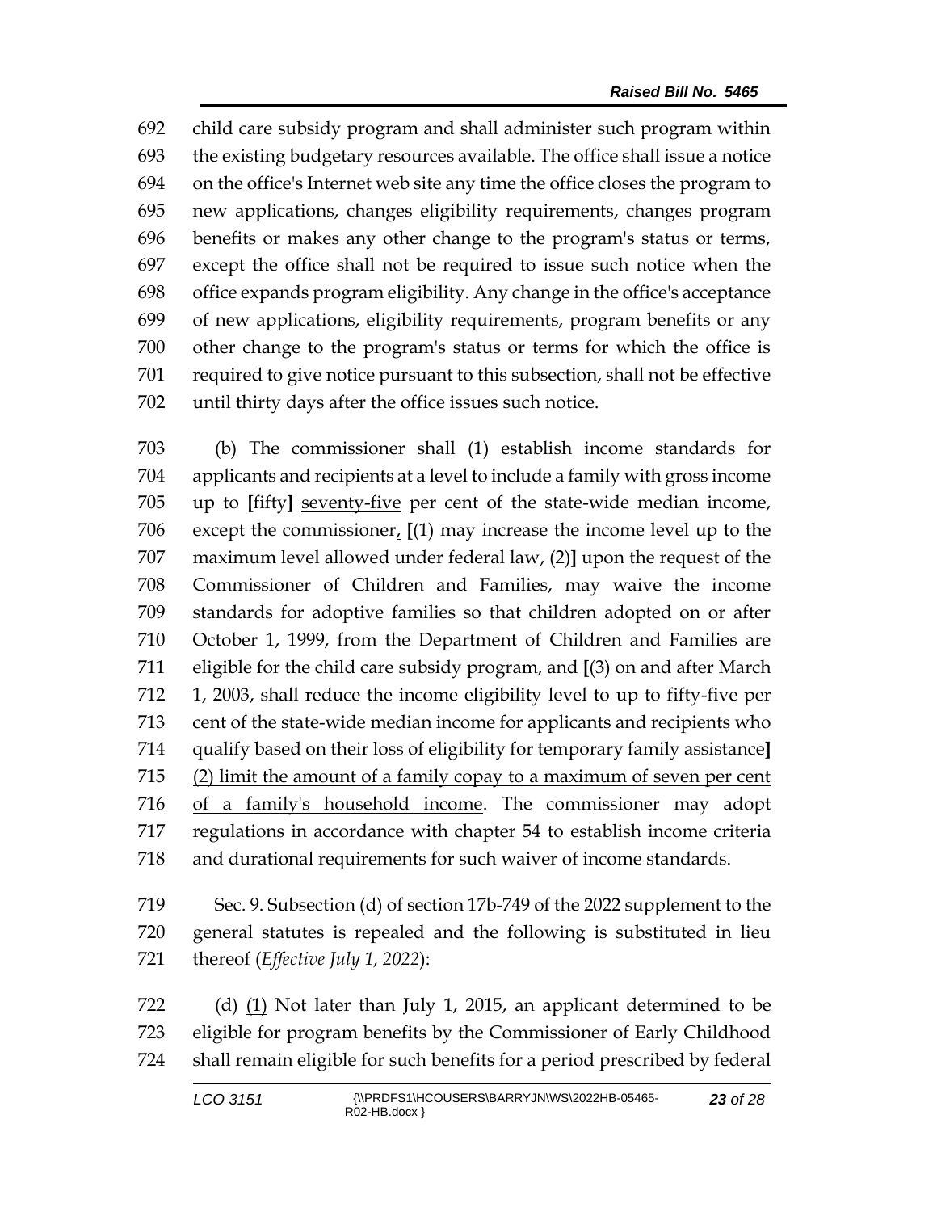692 child care subsidy program and shall administer such program within
693 the existing budgetary resources available. The office shall issue a notice
694 on the office's Internet web site any time the office closes the program to
695 new applications, changes eligibility requirements, changes program
696 benefits or makes any other change to the program's status or terms,
697 except the office shall not be required to issue such notice when the
698 office expands program eligibility. Any change in the office's acceptance
699 of new applications, eligibility requirements, program benefits or any
700 other change to the program's status or terms for which the office is
701 required to give notice pursuant to this subsection, shall not be effective
702 until thirty days after the office issues such notice.

703 (b) The commissioner shall <u>(1)</u> establish income standards for
704 applicants and recipients at a level to include a family with gross income
705 up to **[**fifty**]** <u>seventy-five</u> per cent of the state-wide median income,
706 except the commissioner<u>,</u> **[**(1) may increase the income level up to the
707 maximum level allowed under federal law, (2)**]** upon the request of the
708 Commissioner of Children and Families, may waive the income
709 standards for adoptive families so that children adopted on or after
710 October 1, 1999, from the Department of Children and Families are
711 eligible for the child care subsidy program, and **[**(3) on and after March
712 1, 2003, shall reduce the income eligibility level to up to fifty-five per
713 cent of the state-wide median income for applicants and recipients who
714 qualify based on their loss of eligibility for temporary family assistance**]**
715 <u>(2) limit the amount of a family copay to a maximum of seven per cent</u>
716 <u>of a family's household income</u>. The commissioner may adopt
717 regulations in accordance with chapter 54 to establish income criteria
718 and durational requirements for such waiver of income standards.

719 Sec. 9. Subsection (d) of section 17b-749 of the 2022 supplement to the
720 general statutes is repealed and the following is substituted in lieu
721 thereof (*Effective July 1, 2022*):

722 (d) <u>(1)</u> Not later than July 1, 2015, an applicant determined to be
723 eligible for program benefits by the Commissioner of Early Childhood
724 shall remain eligible for such benefits for a period prescribed by federal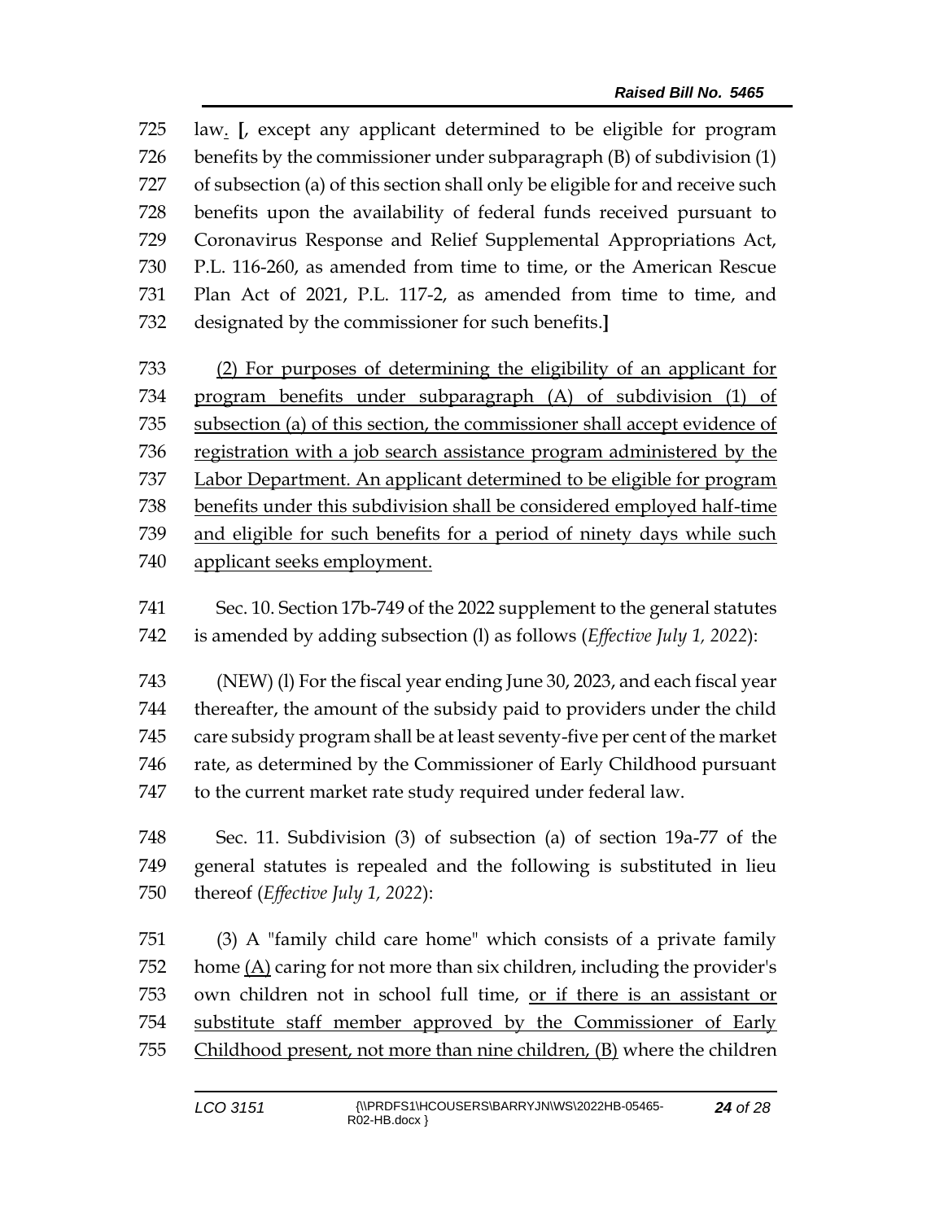law. [, except any applicant determined to be eligible for program benefits by the commissioner under subparagraph (B) of subdivision (1) of subsection (a) of this section shall only be eligible for and receive such benefits upon the availability of federal funds received pursuant to Coronavirus Response and Relief Supplemental Appropriations Act, P.L. 116-260, as amended from time to time, or the American Rescue Plan Act of 2021, P.L. 117-2, as amended from time to time, and designated by the commissioner for such benefits.]

(2) For purposes of determining the eligibility of an applicant for program benefits under subparagraph (A) of subdivision (1) of subsection (a) of this section, the commissioner shall accept evidence of registration with a job search assistance program administered by the Labor Department. An applicant determined to be eligible for program benefits under this subdivision shall be considered employed half-time and eligible for such benefits for a period of ninety days while such applicant seeks employment.

Sec. 10. Section 17b-749 of the 2022 supplement to the general statutes is amended by adding subsection (l) as follows (*Effective July 1, 2022*):

(NEW) (l) For the fiscal year ending June 30, 2023, and each fiscal year thereafter, the amount of the subsidy paid to providers under the child care subsidy program shall be at least seventy-five per cent of the market rate, as determined by the Commissioner of Early Childhood pursuant to the current market rate study required under federal law.

Sec. 11. Subdivision (3) of subsection (a) of section 19a-77 of the general statutes is repealed and the following is substituted in lieu thereof (*Effective July 1, 2022*):

(3) A "family child care home" which consists of a private family home (A) caring for not more than six children, including the provider's own children not in school full time, or if there is an assistant or substitute staff member approved by the Commissioner of Early Childhood present, not more than nine children, (B) where the children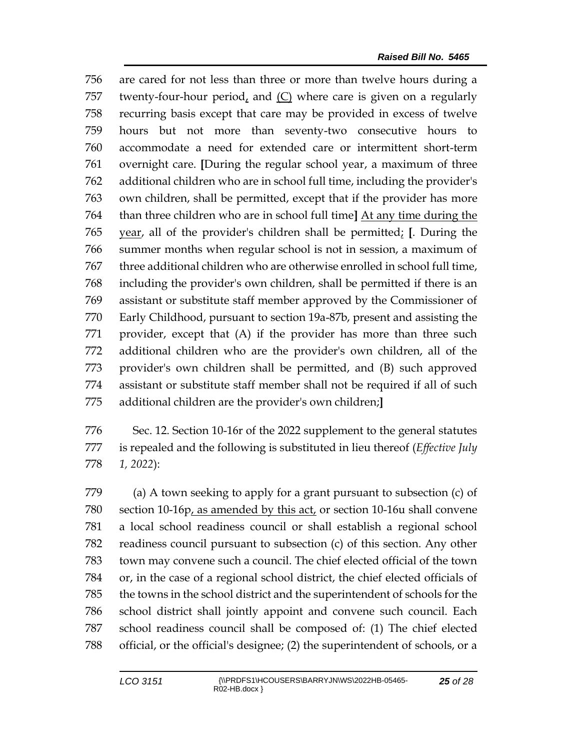are cared for not less than three or more than twelve hours during a twenty-four-hour period, and (C) where care is given on a regularly recurring basis except that care may be provided in excess of twelve hours but not more than seventy-two consecutive hours to accommodate a need for extended care or intermittent short-term overnight care. [During the regular school year, a maximum of three additional children who are in school full time, including the provider's own children, shall be permitted, except that if the provider has more than three children who are in school full time] At any time during the year, all of the provider's children shall be permitted; [. During the summer months when regular school is not in session, a maximum of three additional children who are otherwise enrolled in school full time, including the provider's own children, shall be permitted if there is an assistant or substitute staff member approved by the Commissioner of Early Childhood, pursuant to section 19a-87b, present and assisting the provider, except that (A) if the provider has more than three such additional children who are the provider's own children, all of the provider's own children shall be permitted, and (B) such approved assistant or substitute staff member shall not be required if all of such additional children are the provider's own children;]

Sec. 12. Section 10-16r of the 2022 supplement to the general statutes is repealed and the following is substituted in lieu thereof (*Effective July 1, 2022*):

(a) A town seeking to apply for a grant pursuant to subsection (c) of section 10-16p, as amended by this act, or section 10-16u shall convene a local school readiness council or shall establish a regional school readiness council pursuant to subsection (c) of this section. Any other town may convene such a council. The chief elected official of the town or, in the case of a regional school district, the chief elected officials of the towns in the school district and the superintendent of schools for the school district shall jointly appoint and convene such council. Each school readiness council shall be composed of: (1) The chief elected official, or the official's designee; (2) the superintendent of schools, or a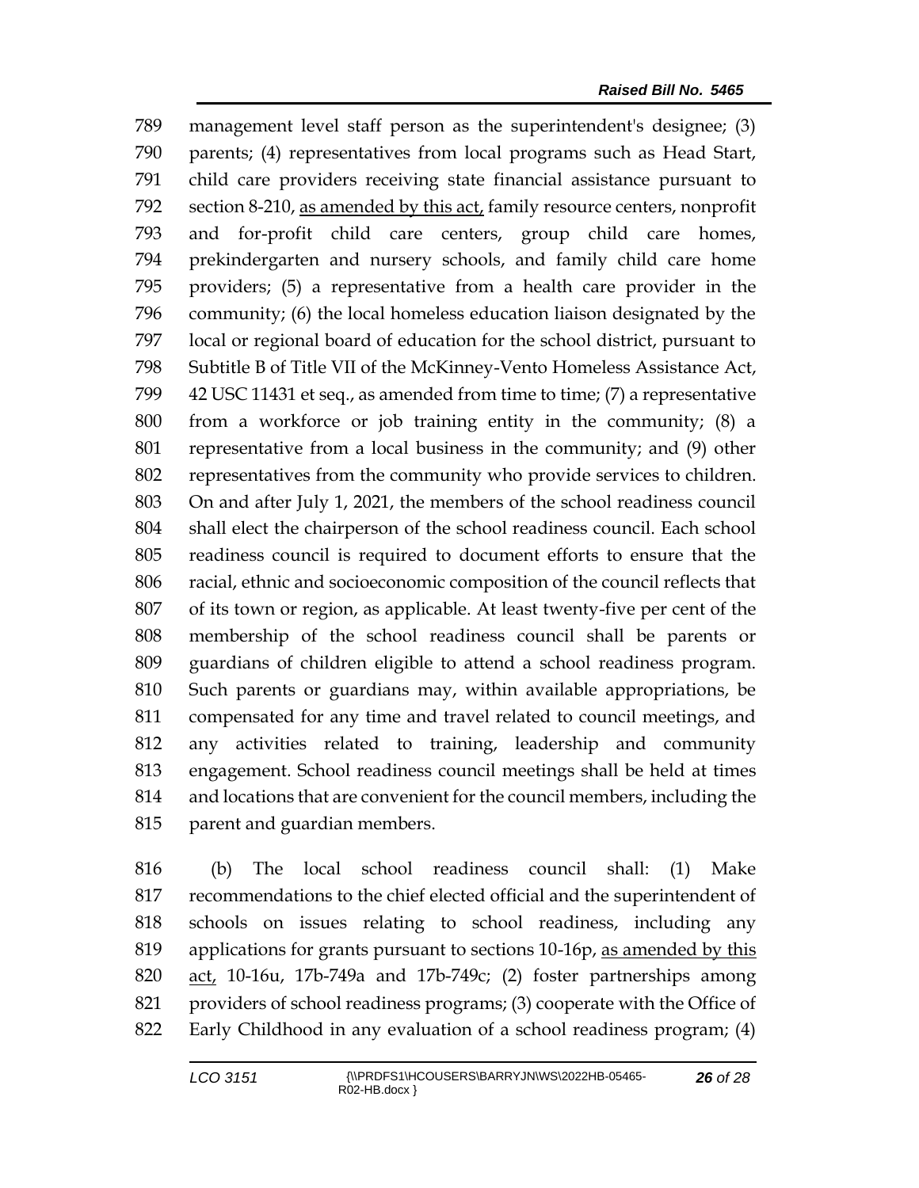789 management level staff person as the superintendent's designee; (3)
790 parents; (4) representatives from local programs such as Head Start,
791 child care providers receiving state financial assistance pursuant to
792 section 8-210, <u>as amended by this act,</u> family resource centers, nonprofit
793 and for-profit child care centers, group child care homes,
794 prekindergarten and nursery schools, and family child care home
795 providers; (5) a representative from a health care provider in the
796 community; (6) the local homeless education liaison designated by the
797 local or regional board of education for the school district, pursuant to
798 Subtitle B of Title VII of the McKinney-Vento Homeless Assistance Act,
799 42 USC 11431 et seq., as amended from time to time; (7) a representative
800 from a workforce or job training entity in the community; (8) a
801 representative from a local business in the community; and (9) other
802 representatives from the community who provide services to children.
803 On and after July 1, 2021, the members of the school readiness council
804 shall elect the chairperson of the school readiness council. Each school
805 readiness council is required to document efforts to ensure that the
806 racial, ethnic and socioeconomic composition of the council reflects that
807 of its town or region, as applicable. At least twenty-five per cent of the
808 membership of the school readiness council shall be parents or
809 guardians of children eligible to attend a school readiness program.
810 Such parents or guardians may, within available appropriations, be
811 compensated for any time and travel related to council meetings, and
812 any activities related to training, leadership and community
813 engagement. School readiness council meetings shall be held at times
814 and locations that are convenient for the council members, including the
815 parent and guardian members.

816 (b) The local school readiness council shall: (1) Make
817 recommendations to the chief elected official and the superintendent of
818 schools on issues relating to school readiness, including any
819 applications for grants pursuant to sections 10-16p, <u>as amended by this</u>
820 <u>act,</u> 10-16u, 17b-749a and 17b-749c; (2) foster partnerships among
821 providers of school readiness programs; (3) cooperate with the Office of
822 Early Childhood in any evaluation of a school readiness program; (4)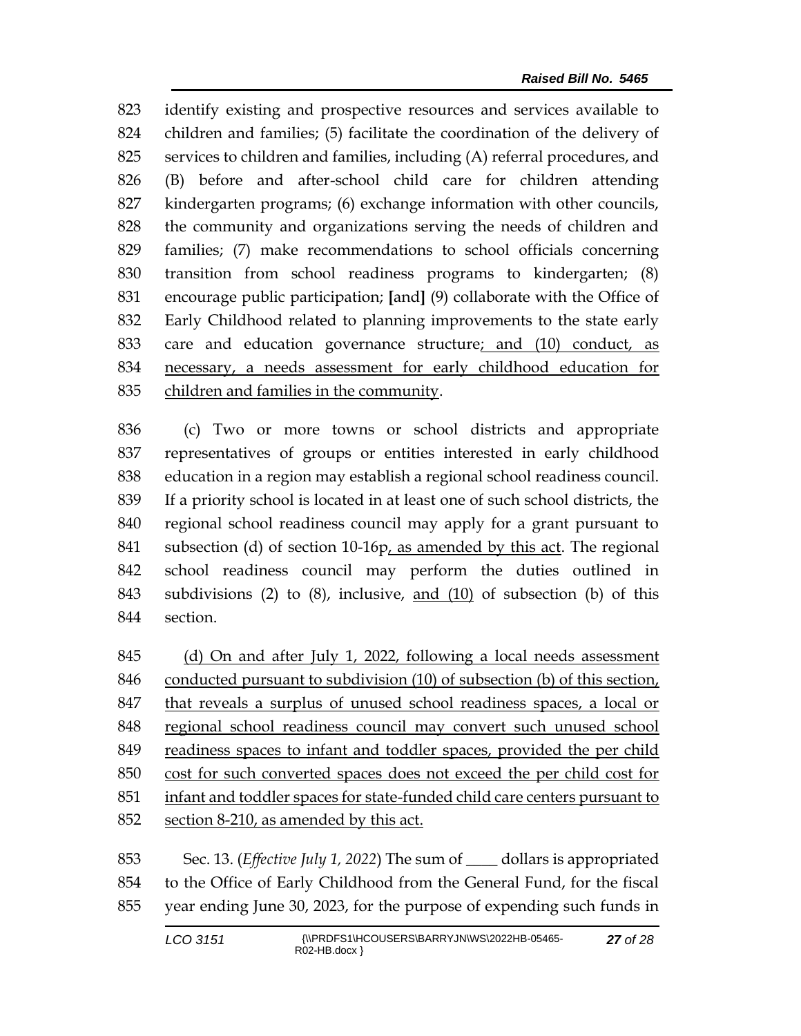identify existing and prospective resources and services available to children and families; (5) facilitate the coordination of the delivery of services to children and families, including (A) referral procedures, and (B) before and after-school child care for children attending kindergarten programs; (6) exchange information with other councils, the community and organizations serving the needs of children and families; (7) make recommendations to school officials concerning transition from school readiness programs to kindergarten; (8) encourage public participation; [and] (9) collaborate with the Office of Early Childhood related to planning improvements to the state early care and education governance structure<u>; and (10) conduct, as necessary, a needs assessment for early childhood education for children and families in the community</u>.

(c) Two or more towns or school districts and appropriate representatives of groups or entities interested in early childhood education in a region may establish a regional school readiness council. If a priority school is located in at least one of such school districts, the regional school readiness council may apply for a grant pursuant to subsection (d) of section 10-16p<u>, as amended by this act</u>. The regional school readiness council may perform the duties outlined in subdivisions (2) to (8), inclusive, <u>and (10)</u> of subsection (b) of this section.

<u>(d) On and after July 1, 2022, following a local needs assessment conducted pursuant to subdivision (10) of subsection (b) of this section, that reveals a surplus of unused school readiness spaces, a local or regional school readiness council may convert such unused school readiness spaces to infant and toddler spaces, provided the per child cost for such converted spaces does not exceed the per child cost for infant and toddler spaces for state-funded child care centers pursuant to section 8-210, as amended by this act.</u>

Sec. 13. (*Effective July 1, 2022*) The sum of ____ dollars is appropriated to the Office of Early Childhood from the General Fund, for the fiscal year ending June 30, 2023, for the purpose of expending such funds in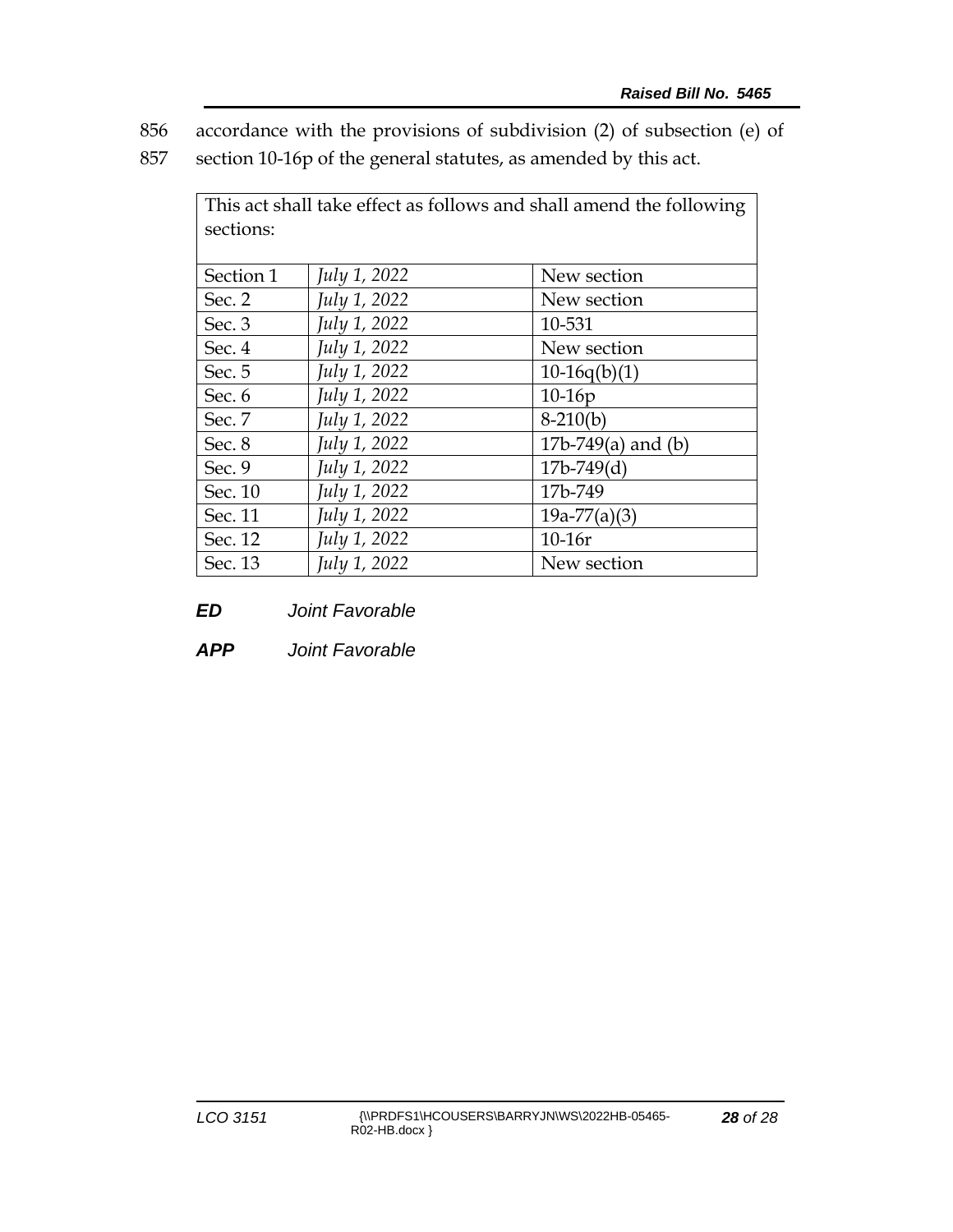856 accordance with the provisions of subdivision (2) of subsection (e) of
857 section 10-16p of the general statutes, as amended by this act.

| This act shall take effect as follows and shall amend the following sections: | | |
|---|---|---|
| Section 1 | *July 1, 2022* | New section |
| Sec. 2 | *July 1, 2022* | New section |
| Sec. 3 | *July 1, 2022* | 10-531 |
| Sec. 4 | *July 1, 2022* | New section |
| Sec. 5 | *July 1, 2022* | 10-16q(b)(1) |
| Sec. 6 | *July 1, 2022* | 10-16p |
| Sec. 7 | *July 1, 2022* | 8-210(b) |
| Sec. 8 | *July 1, 2022* | 17b-749(a) and (b) |
| Sec. 9 | *July 1, 2022* | 17b-749(d) |
| Sec. 10 | *July 1, 2022* | 17b-749 |
| Sec. 11 | *July 1, 2022* | 19a-77(a)(3) |
| Sec. 12 | *July 1, 2022* | 10-16r |
| Sec. 13 | *July 1, 2022* | New section |

***ED*** *Joint Favorable*

***APP*** *Joint Favorable*